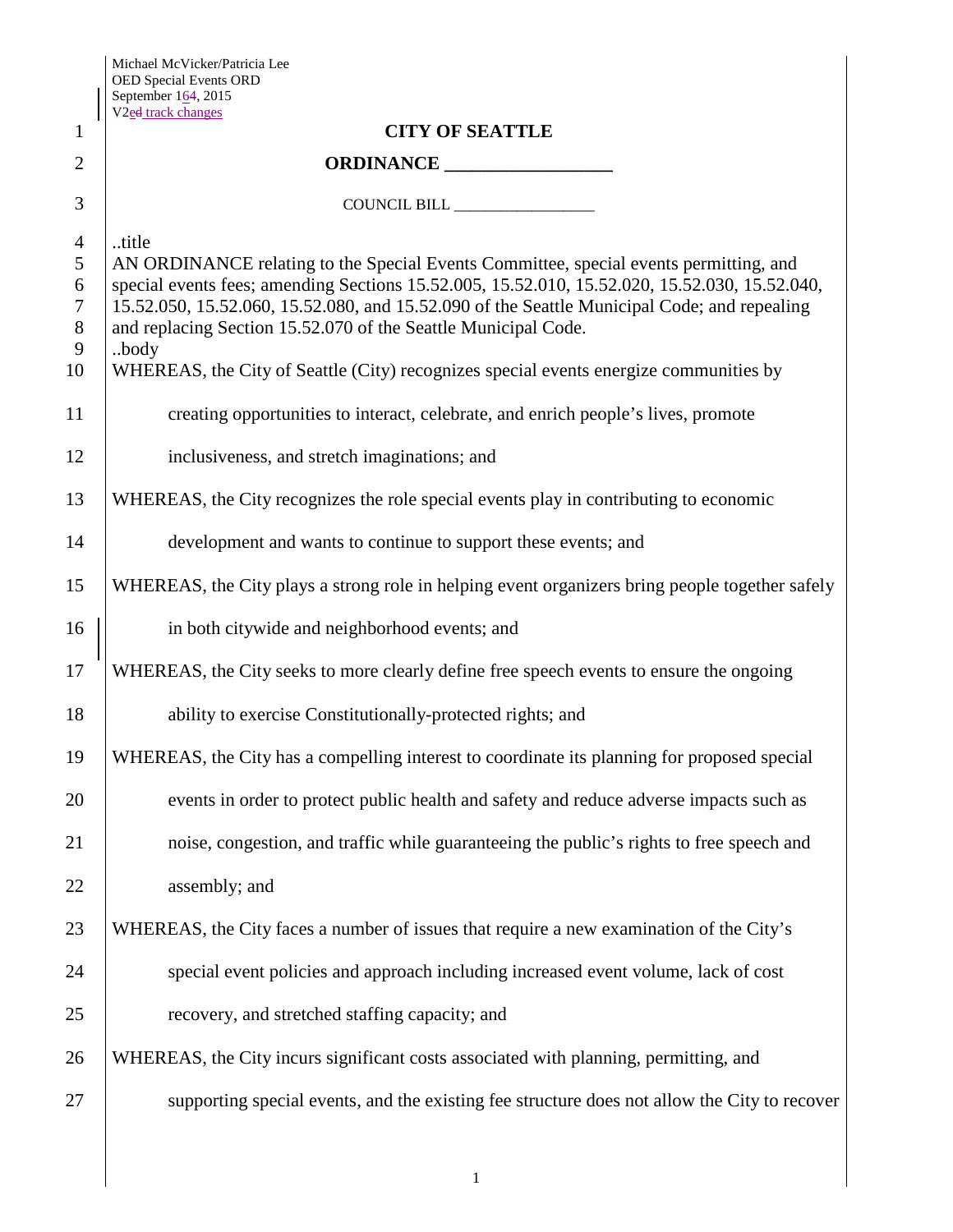Michael McVicker/Patricia Lee
OED Special Events ORD
September 164, 2015
V2ed track changes

**CITY OF SEATTLE**

**ORDINANCE __________________**

COUNCIL BILL __________________

..title
AN ORDINANCE relating to the Special Events Committee, special events permitting, and special events fees; amending Sections 15.52.005, 15.52.010, 15.52.020, 15.52.030, 15.52.040, 15.52.050, 15.52.060, 15.52.080, and 15.52.090 of the Seattle Municipal Code; and repealing and replacing Section 15.52.070 of the Seattle Municipal Code.
..body

WHEREAS, the City of Seattle (City) recognizes special events energize communities by creating opportunities to interact, celebrate, and enrich people's lives, promote inclusiveness, and stretch imaginations; and

WHEREAS, the City recognizes the role special events play in contributing to economic development and wants to continue to support these events; and

WHEREAS, the City plays a strong role in helping event organizers bring people together safely in both citywide and neighborhood events; and

WHEREAS, the City seeks to more clearly define free speech events to ensure the ongoing ability to exercise Constitutionally-protected rights; and

WHEREAS, the City has a compelling interest to coordinate its planning for proposed special events in order to protect public health and safety and reduce adverse impacts such as noise, congestion, and traffic while guaranteeing the public's rights to free speech and assembly; and

WHEREAS, the City faces a number of issues that require a new examination of the City's special event policies and approach including increased event volume, lack of cost recovery, and stretched staffing capacity; and

WHEREAS, the City incurs significant costs associated with planning, permitting, and supporting special events, and the existing fee structure does not allow the City to recover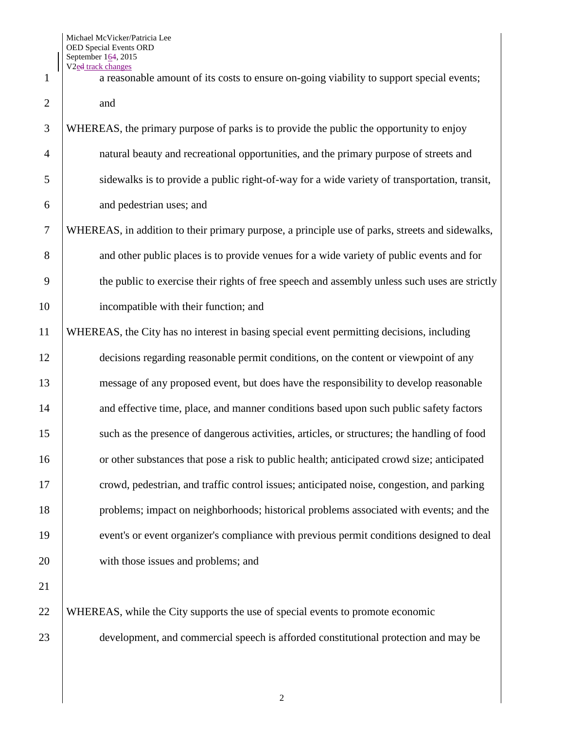a reasonable amount of its costs to ensure on-going viability to support special events; and

WHEREAS, the primary purpose of parks is to provide the public the opportunity to enjoy natural beauty and recreational opportunities, and the primary purpose of streets and sidewalks is to provide a public right-of-way for a wide variety of transportation, transit, and pedestrian uses; and

WHEREAS, in addition to their primary purpose, a principle use of parks, streets and sidewalks, and other public places is to provide venues for a wide variety of public events and for the public to exercise their rights of free speech and assembly unless such uses are strictly incompatible with their function; and

WHEREAS, the City has no interest in basing special event permitting decisions, including decisions regarding reasonable permit conditions, on the content or viewpoint of any message of any proposed event, but does have the responsibility to develop reasonable and effective time, place, and manner conditions based upon such public safety factors such as the presence of dangerous activities, articles, or structures; the handling of food or other substances that pose a risk to public health; anticipated crowd size; anticipated crowd, pedestrian, and traffic control issues; anticipated noise, congestion, and parking problems; impact on neighborhoods; historical problems associated with events; and the event's or event organizer's compliance with previous permit conditions designed to deal with those issues and problems; and

WHEREAS, while the City supports the use of special events to promote economic development, and commercial speech is afforded constitutional protection and may be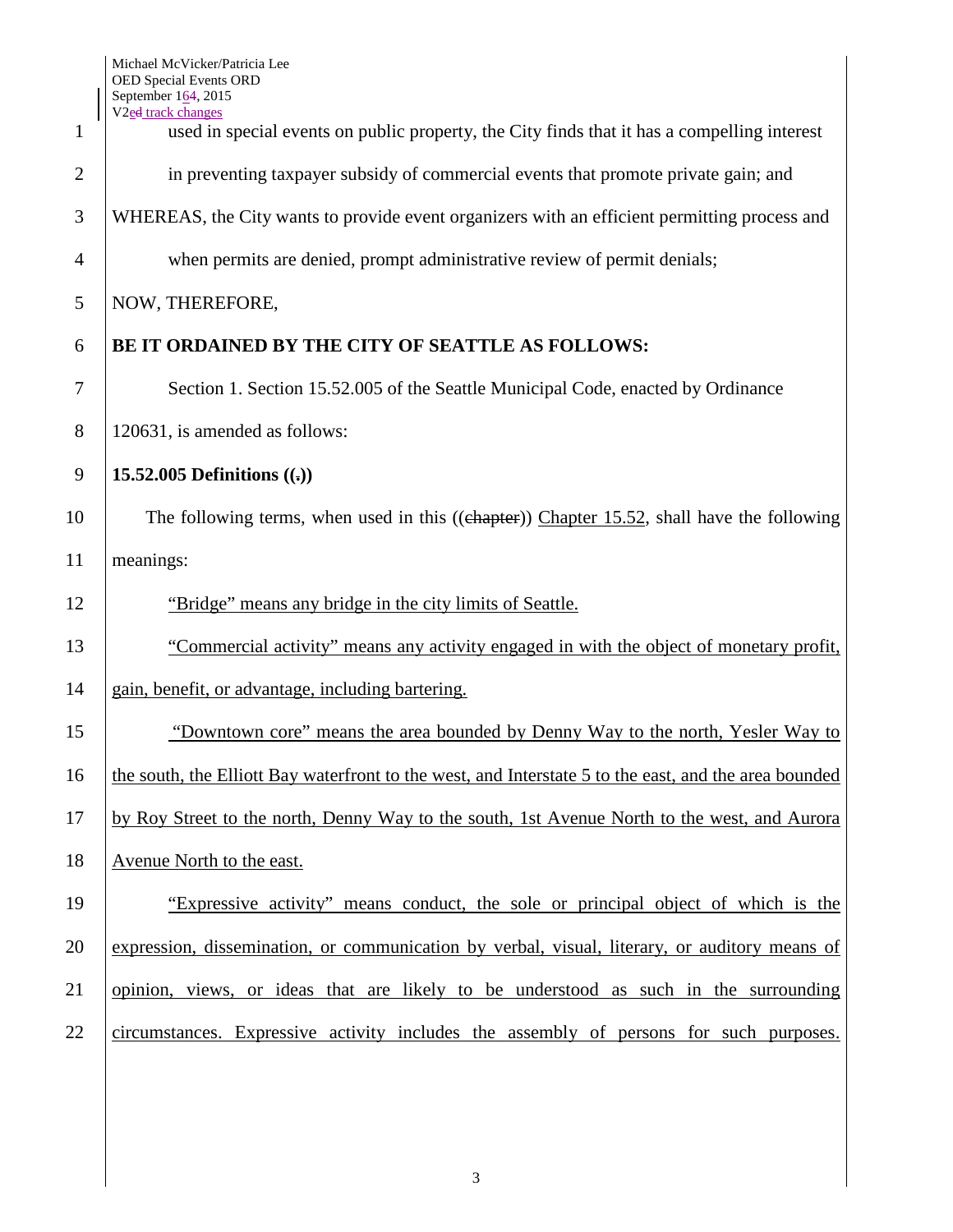used in special events on public property, the City finds that it has a compelling interest in preventing taxpayer subsidy of commercial events that promote private gain; and

WHEREAS, the City wants to provide event organizers with an efficient permitting process and when permits are denied, prompt administrative review of permit denials;

NOW, THEREFORE,

**BE IT ORDAINED BY THE CITY OF SEATTLE AS FOLLOWS:**

Section 1. Section 15.52.005 of the Seattle Municipal Code, enacted by Ordinance 120631, is amended as follows:

**15.52.005 Definitions ((.))**

The following terms, when used in this ((chapter)) Chapter 15.52, shall have the following meanings:

"Bridge" means any bridge in the city limits of Seattle.

"Commercial activity" means any activity engaged in with the object of monetary profit, gain, benefit, or advantage, including bartering.

"Downtown core" means the area bounded by Denny Way to the north, Yesler Way to the south, the Elliott Bay waterfront to the west, and Interstate 5 to the east, and the area bounded by Roy Street to the north, Denny Way to the south, 1st Avenue North to the west, and Aurora Avenue North to the east.

"Expressive activity" means conduct, the sole or principal object of which is the expression, dissemination, or communication by verbal, visual, literary, or auditory means of opinion, views, or ideas that are likely to be understood as such in the surrounding circumstances. Expressive activity includes the assembly of persons for such purposes.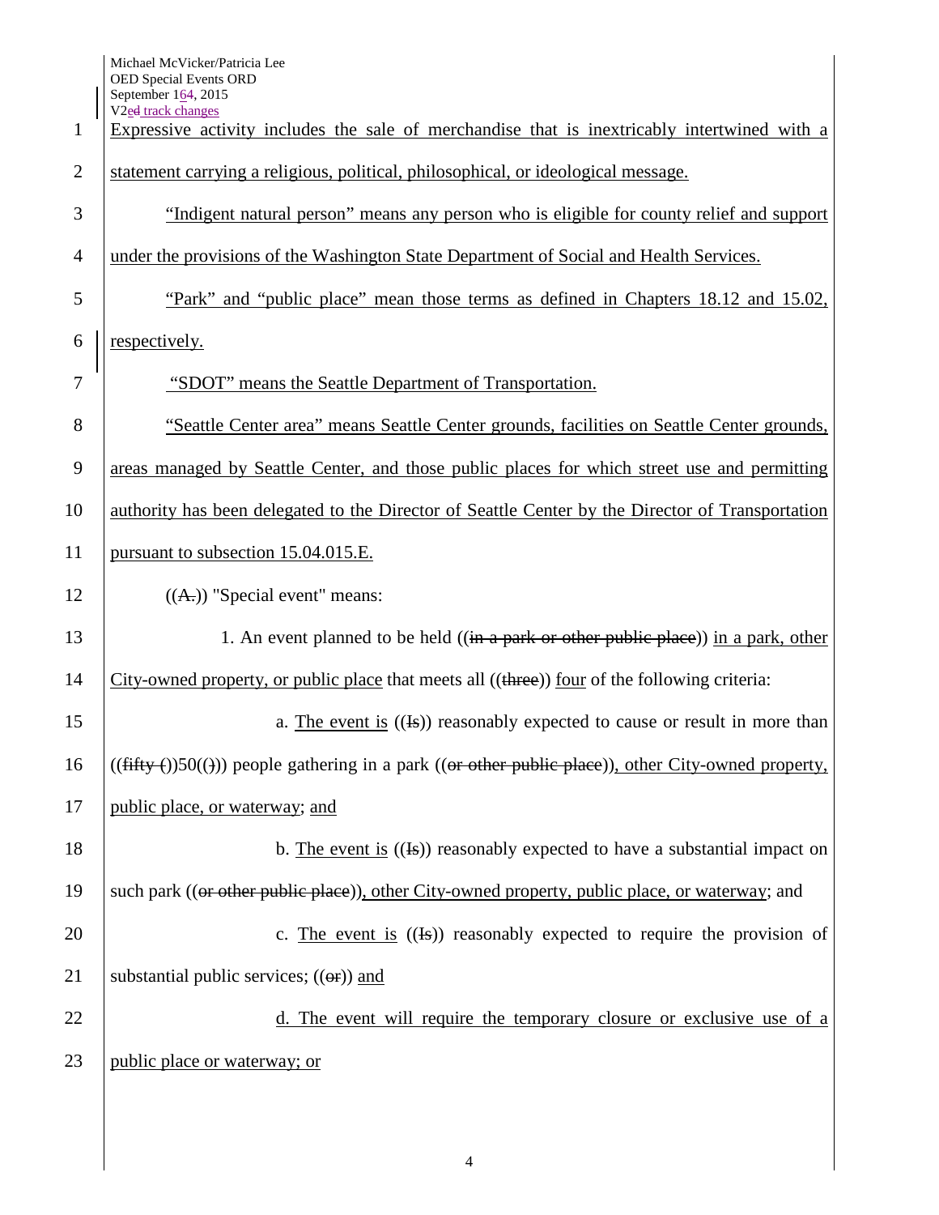Expressive activity includes the sale of merchandise that is inextricably intertwined with a statement carrying a religious, political, philosophical, or ideological message.

"Indigent natural person" means any person who is eligible for county relief and support under the provisions of the Washington State Department of Social and Health Services.

"Park" and "public place" mean those terms as defined in Chapters 18.12 and 15.02, respectively.

"SDOT" means the Seattle Department of Transportation.

"Seattle Center area" means Seattle Center grounds, facilities on Seattle Center grounds, areas managed by Seattle Center, and those public places for which street use and permitting authority has been delegated to the Director of Seattle Center by the Director of Transportation pursuant to subsection 15.04.015.E.

((A.)) "Special event" means:

1. An event planned to be held ((in a park or other public place)) in a park, other City-owned property, or public place that meets all ((three)) four of the following criteria:

a. The event is ((Is)) reasonably expected to cause or result in more than ((fifty ())50(())) people gathering in a park ((or other public place)), other City-owned property, public place, or waterway; and

b. The event is ((Is)) reasonably expected to have a substantial impact on such park ((or other public place)), other City-owned property, public place, or waterway; and

c. The event is ((Is)) reasonably expected to require the provision of substantial public services; ((or)) and

d. The event will require the temporary closure or exclusive use of a public place or waterway; or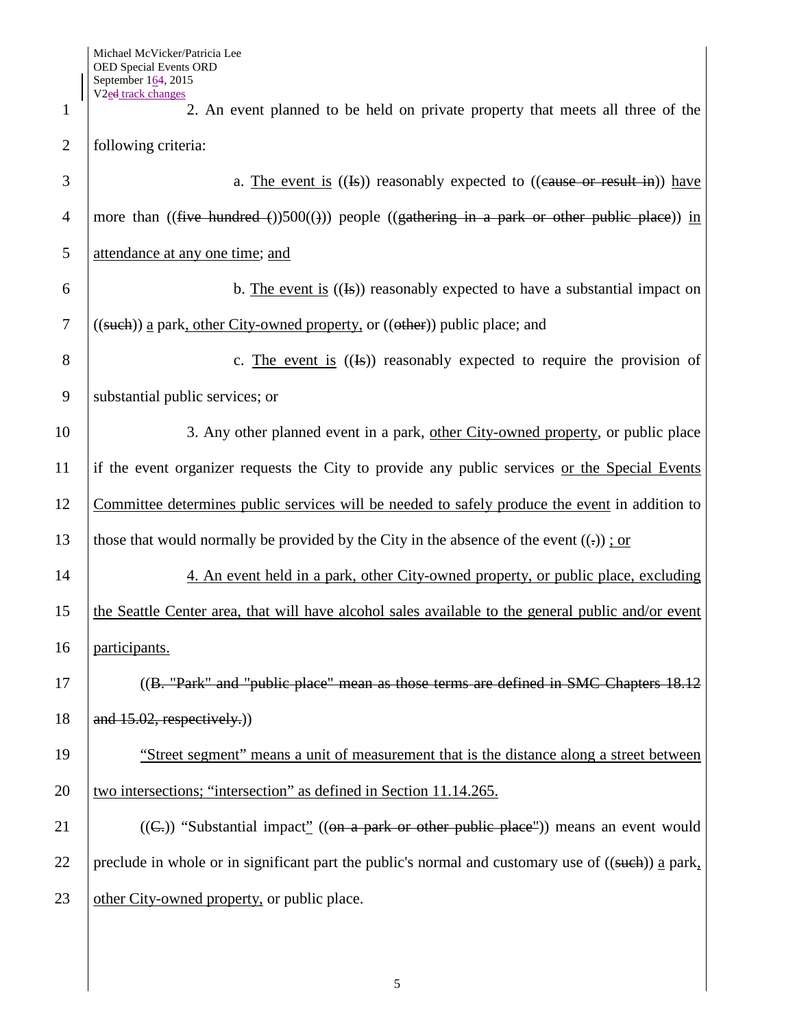2. An event planned to be held on private property that meets all three of the following criteria:

a. The event is ((Is)) reasonably expected to ((cause or result in)) have more than ((five hundred ())500(())) people ((gathering in a park or other public place)) in attendance at any one time; and

b. The event is ((Is)) reasonably expected to have a substantial impact on ((such)) a park, other City-owned property, or ((other)) public place; and

c. The event is ((Is)) reasonably expected to require the provision of substantial public services; or

3. Any other planned event in a park, other City-owned property, or public place if the event organizer requests the City to provide any public services or the Special Events Committee determines public services will be needed to safely produce the event in addition to those that would normally be provided by the City in the absence of the event ((.)) ; or

4. An event held in a park, other City-owned property, or public place, excluding the Seattle Center area, that will have alcohol sales available to the general public and/or event participants.

((B. "Park" and "public place" mean as those terms are defined in SMC Chapters 18.12 and 15.02, respectively.))

"Street segment" means a unit of measurement that is the distance along a street between two intersections; "intersection" as defined in Section 11.14.265.

((C.)) "Substantial impact" ((on a park or other public place")) means an event would preclude in whole or in significant part the public's normal and customary use of ((such)) a park, other City-owned property, or public place.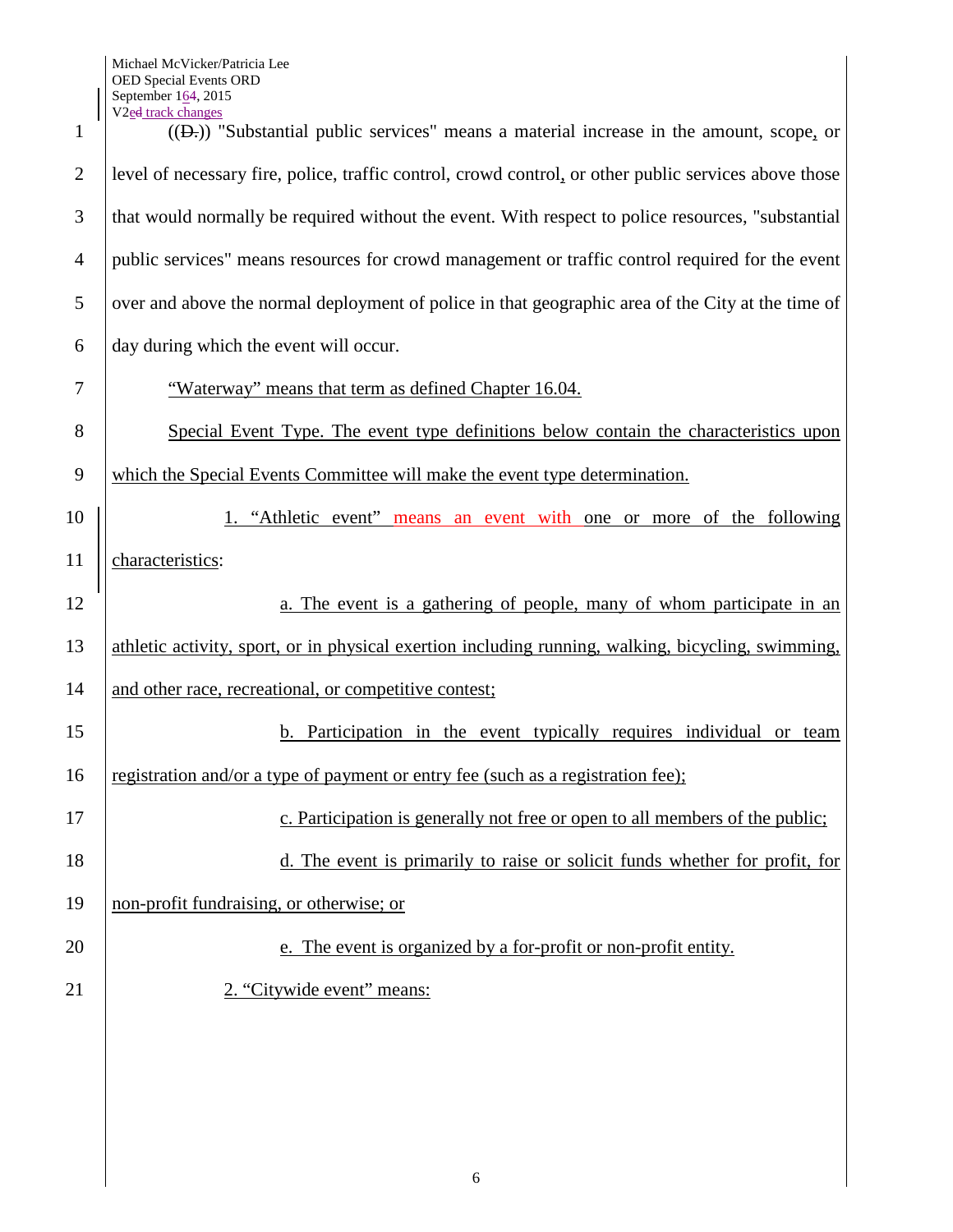((D.)) "Substantial public services" means a material increase in the amount, scope, or level of necessary fire, police, traffic control, crowd control, or other public services above those that would normally be required without the event. With respect to police resources, "substantial public services" means resources for crowd management or traffic control required for the event over and above the normal deployment of police in that geographic area of the City at the time of day during which the event will occur.

"Waterway" means that term as defined Chapter 16.04.

Special Event Type. The event type definitions below contain the characteristics upon which the Special Events Committee will make the event type determination.

1. "Athletic event" means an event with one or more of the following characteristics:

a. The event is a gathering of people, many of whom participate in an athletic activity, sport, or in physical exertion including running, walking, bicycling, swimming, and other race, recreational, or competitive contest;

b. Participation in the event typically requires individual or team registration and/or a type of payment or entry fee (such as a registration fee);

c. Participation is generally not free or open to all members of the public;

d. The event is primarily to raise or solicit funds whether for profit, for non-profit fundraising, or otherwise; or

e. The event is organized by a for-profit or non-profit entity.

2. "Citywide event" means: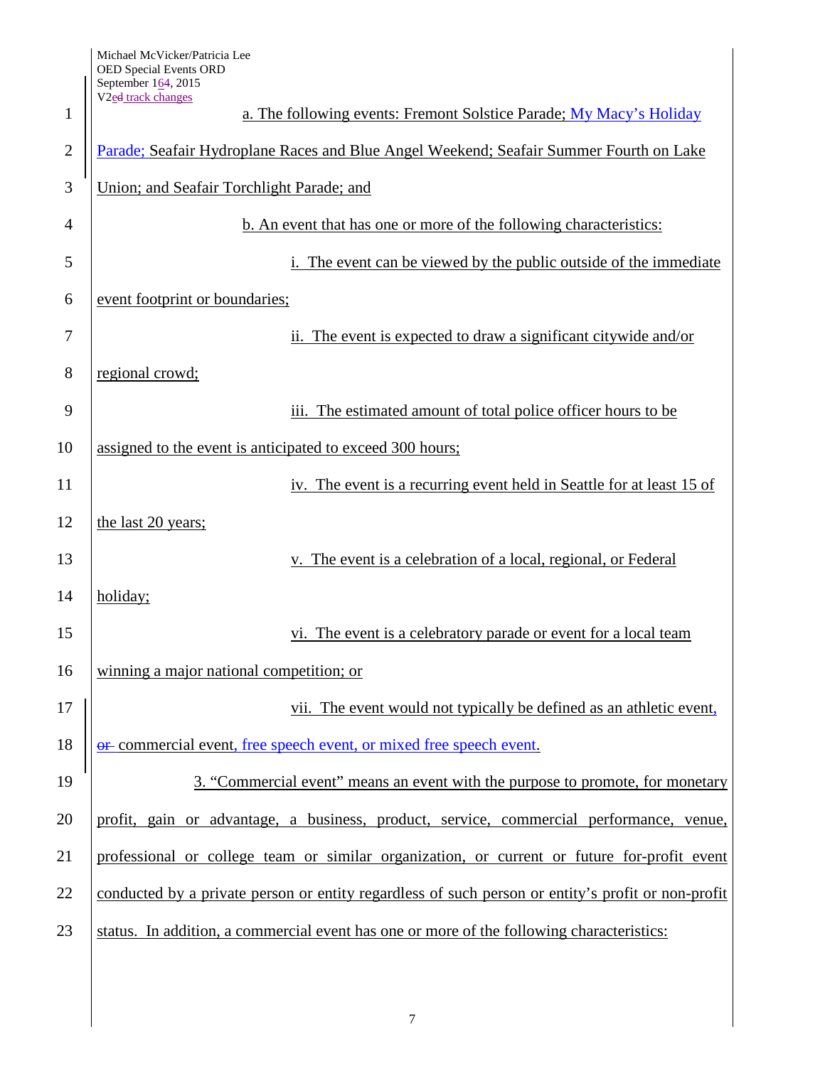a. The following events: Fremont Solstice Parade; My Macy's Holiday Parade; Seafair Hydroplane Races and Blue Angel Weekend; Seafair Summer Fourth on Lake Union; and Seafair Torchlight Parade; and

b. An event that has one or more of the following characteristics:

i. The event can be viewed by the public outside of the immediate event footprint or boundaries;

ii. The event is expected to draw a significant citywide and/or regional crowd;

iii. The estimated amount of total police officer hours to be assigned to the event is anticipated to exceed 300 hours;

iv. The event is a recurring event held in Seattle for at least 15 of the last 20 years;

v. The event is a celebration of a local, regional, or Federal holiday;

vi. The event is a celebratory parade or event for a local team winning a major national competition; or

vii. The event would not typically be defined as an athletic event, ~~or~~ commercial event, free speech event, or mixed free speech event.

3. "Commercial event" means an event with the purpose to promote, for monetary profit, gain or advantage, a business, product, service, commercial performance, venue, professional or college team or similar organization, or current or future for-profit event conducted by a private person or entity regardless of such person or entity's profit or non-profit status. In addition, a commercial event has one or more of the following characteristics: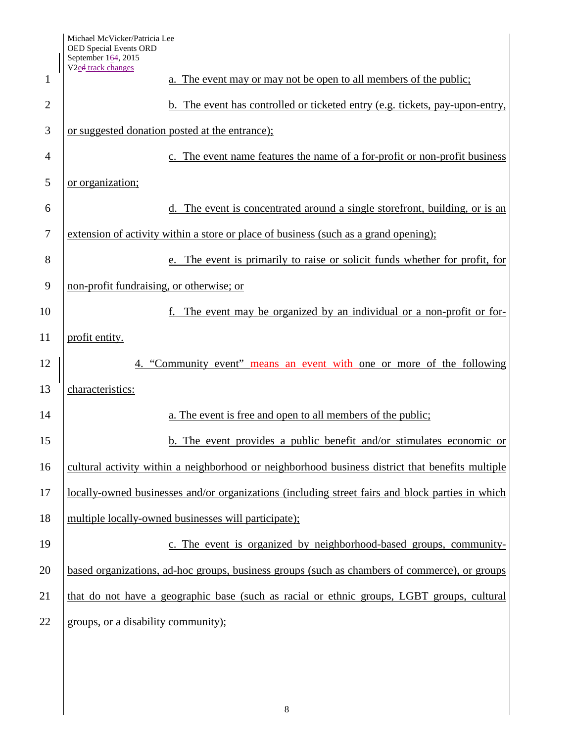a. The event may or may not be open to all members of the public;

b. The event has controlled or ticketed entry (e.g. tickets, pay-upon-entry, or suggested donation posted at the entrance);

c. The event name features the name of a for-profit or non-profit business or organization;

d. The event is concentrated around a single storefront, building, or is an extension of activity within a store or place of business (such as a grand opening);

e. The event is primarily to raise or solicit funds whether for profit, for non-profit fundraising, or otherwise; or

f. The event may be organized by an individual or a non-profit or for-profit entity.

4. "Community event" means an event with one or more of the following characteristics:

a. The event is free and open to all members of the public;

b. The event provides a public benefit and/or stimulates economic or cultural activity within a neighborhood or neighborhood business district that benefits multiple locally-owned businesses and/or organizations (including street fairs and block parties in which multiple locally-owned businesses will participate);

c. The event is organized by neighborhood-based groups, community-based organizations, ad-hoc groups, business groups (such as chambers of commerce), or groups that do not have a geographic base (such as racial or ethnic groups, LGBT groups, cultural groups, or a disability community);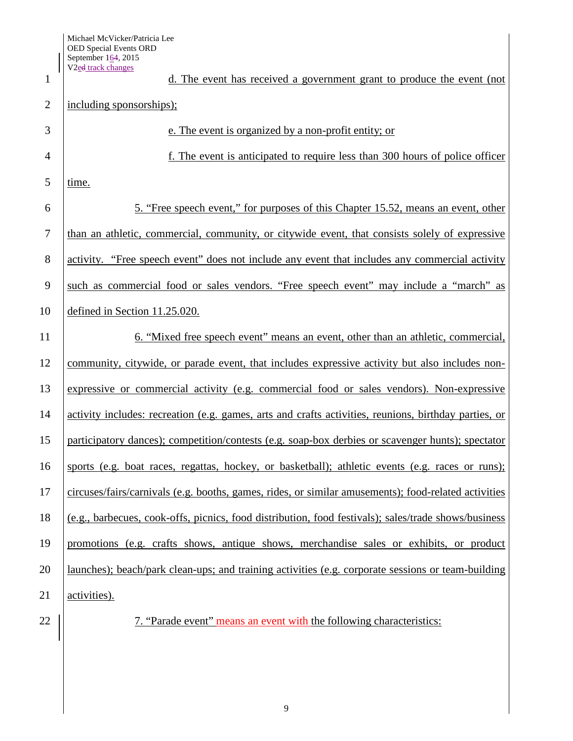d. The event has received a government grant to produce the event (not including sponsorships);

e. The event is organized by a non-profit entity; or

f. The event is anticipated to require less than 300 hours of police officer time.

5. "Free speech event," for purposes of this Chapter 15.52, means an event, other than an athletic, commercial, community, or citywide event, that consists solely of expressive activity. "Free speech event" does not include any event that includes any commercial activity such as commercial food or sales vendors. "Free speech event" may include a "march" as defined in Section 11.25.020.

6. "Mixed free speech event" means an event, other than an athletic, commercial, community, citywide, or parade event, that includes expressive activity but also includes non-expressive or commercial activity (e.g. commercial food or sales vendors). Non-expressive activity includes: recreation (e.g. games, arts and crafts activities, reunions, birthday parties, or participatory dances); competition/contests (e.g. soap-box derbies or scavenger hunts); spectator sports (e.g. boat races, regattas, hockey, or basketball); athletic events (e.g. races or runs); circuses/fairs/carnivals (e.g. booths, games, rides, or similar amusements); food-related activities (e.g., barbecues, cook-offs, picnics, food distribution, food festivals); sales/trade shows/business promotions (e.g. crafts shows, antique shows, merchandise sales or exhibits, or product launches); beach/park clean-ups; and training activities (e.g. corporate sessions or team-building activities).

7. "Parade event" means an event with the following characteristics: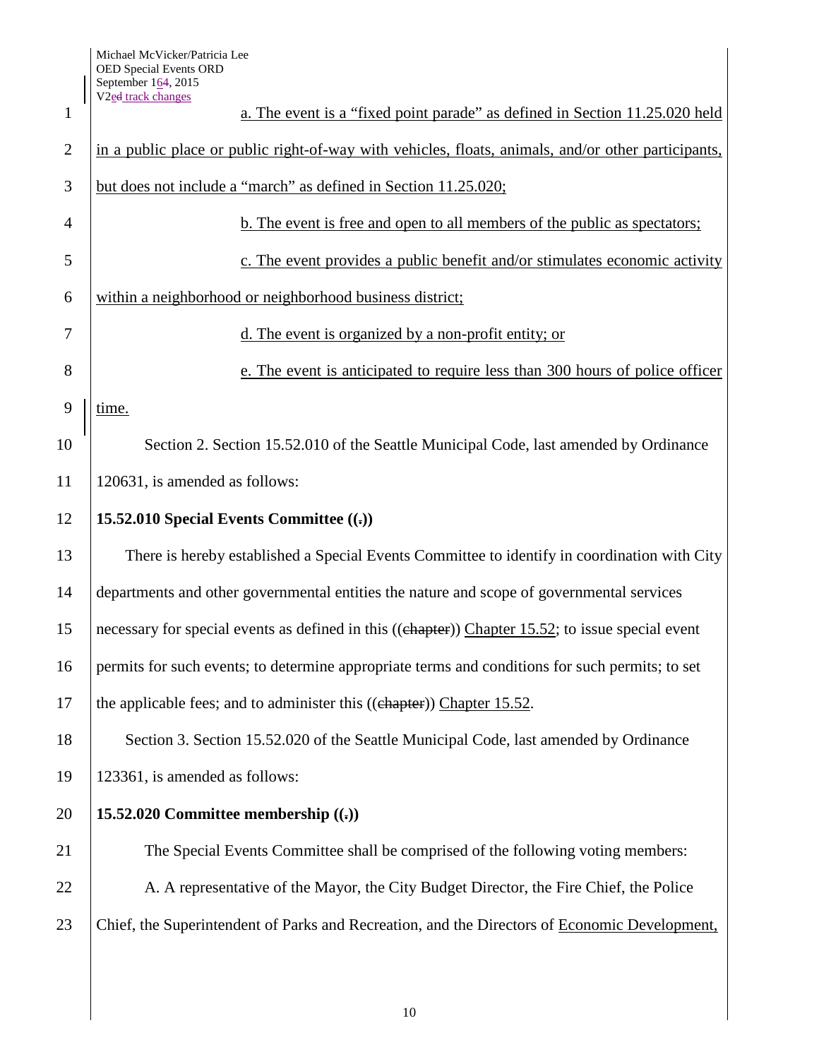a. The event is a "fixed point parade" as defined in Section 11.25.020 held in a public place or public right-of-way with vehicles, floats, animals, and/or other participants, but does not include a "march" as defined in Section 11.25.020;

b. The event is free and open to all members of the public as spectators;

c. The event provides a public benefit and/or stimulates economic activity within a neighborhood or neighborhood business district;

d. The event is organized by a non-profit entity; or

e. The event is anticipated to require less than 300 hours of police officer time.

Section 2. Section 15.52.010 of the Seattle Municipal Code, last amended by Ordinance 120631, is amended as follows:

**15.52.010 Special Events Committee ((.))**

There is hereby established a Special Events Committee to identify in coordination with City departments and other governmental entities the nature and scope of governmental services necessary for special events as defined in this ((chapter)) Chapter 15.52; to issue special event permits for such events; to determine appropriate terms and conditions for such permits; to set the applicable fees; and to administer this ((chapter)) Chapter 15.52.

Section 3. Section 15.52.020 of the Seattle Municipal Code, last amended by Ordinance 123361, is amended as follows:

**15.52.020 Committee membership ((.))**

The Special Events Committee shall be comprised of the following voting members:

A. A representative of the Mayor, the City Budget Director, the Fire Chief, the Police Chief, the Superintendent of Parks and Recreation, and the Directors of Economic Development,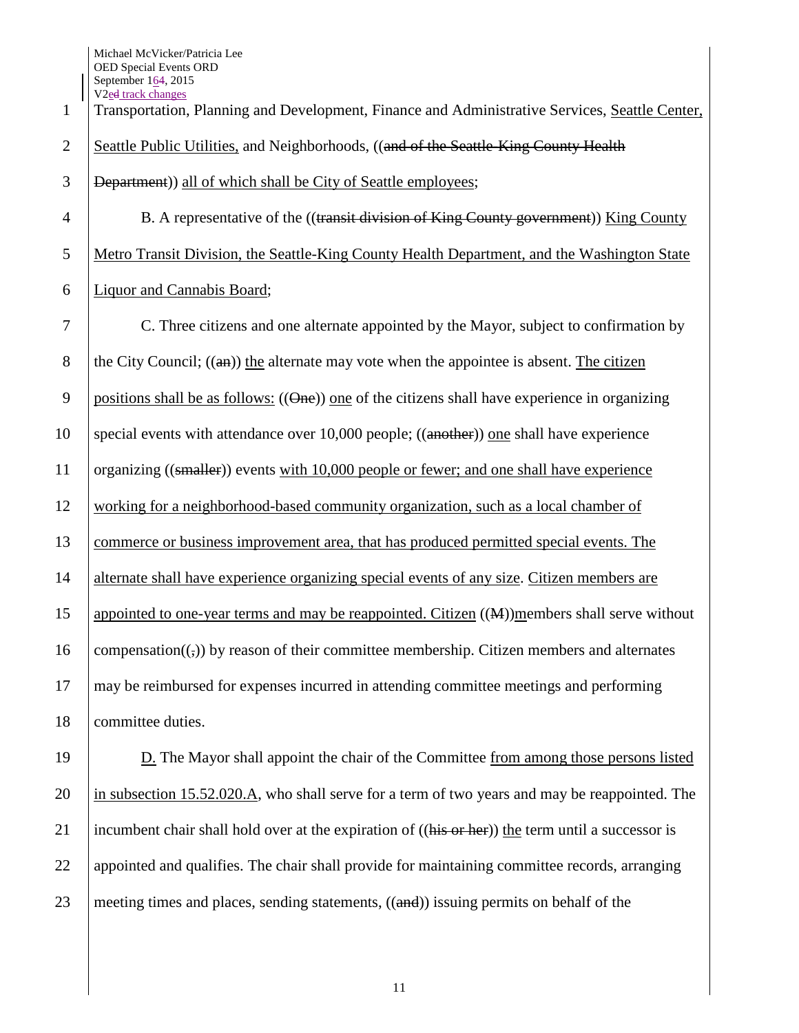Transportation, Planning and Development, Finance and Administrative Services, Seattle Center, Seattle Public Utilities, and Neighborhoods, ((and of the Seattle-King County Health Department)) all of which shall be City of Seattle employees;

B. A representative of the ((transit division of King County government)) King County Metro Transit Division, the Seattle-King County Health Department, and the Washington State Liquor and Cannabis Board;

C. Three citizens and one alternate appointed by the Mayor, subject to confirmation by the City Council; ((an)) the alternate may vote when the appointee is absent. The citizen positions shall be as follows: ((One)) one of the citizens shall have experience in organizing special events with attendance over 10,000 people; ((another)) one shall have experience organizing ((smaller)) events with 10,000 people or fewer; and one shall have experience working for a neighborhood-based community organization, such as a local chamber of commerce or business improvement area, that has produced permitted special events. The alternate shall have experience organizing special events of any size. Citizen members are appointed to one-year terms and may be reappointed. Citizen ((M))members shall serve without compensation((,)) by reason of their committee membership. Citizen members and alternates may be reimbursed for expenses incurred in attending committee meetings and performing committee duties.

D. The Mayor shall appoint the chair of the Committee from among those persons listed in subsection 15.52.020.A, who shall serve for a term of two years and may be reappointed. The incumbent chair shall hold over at the expiration of ((his or her)) the term until a successor is appointed and qualifies. The chair shall provide for maintaining committee records, arranging meeting times and places, sending statements, ((and)) issuing permits on behalf of the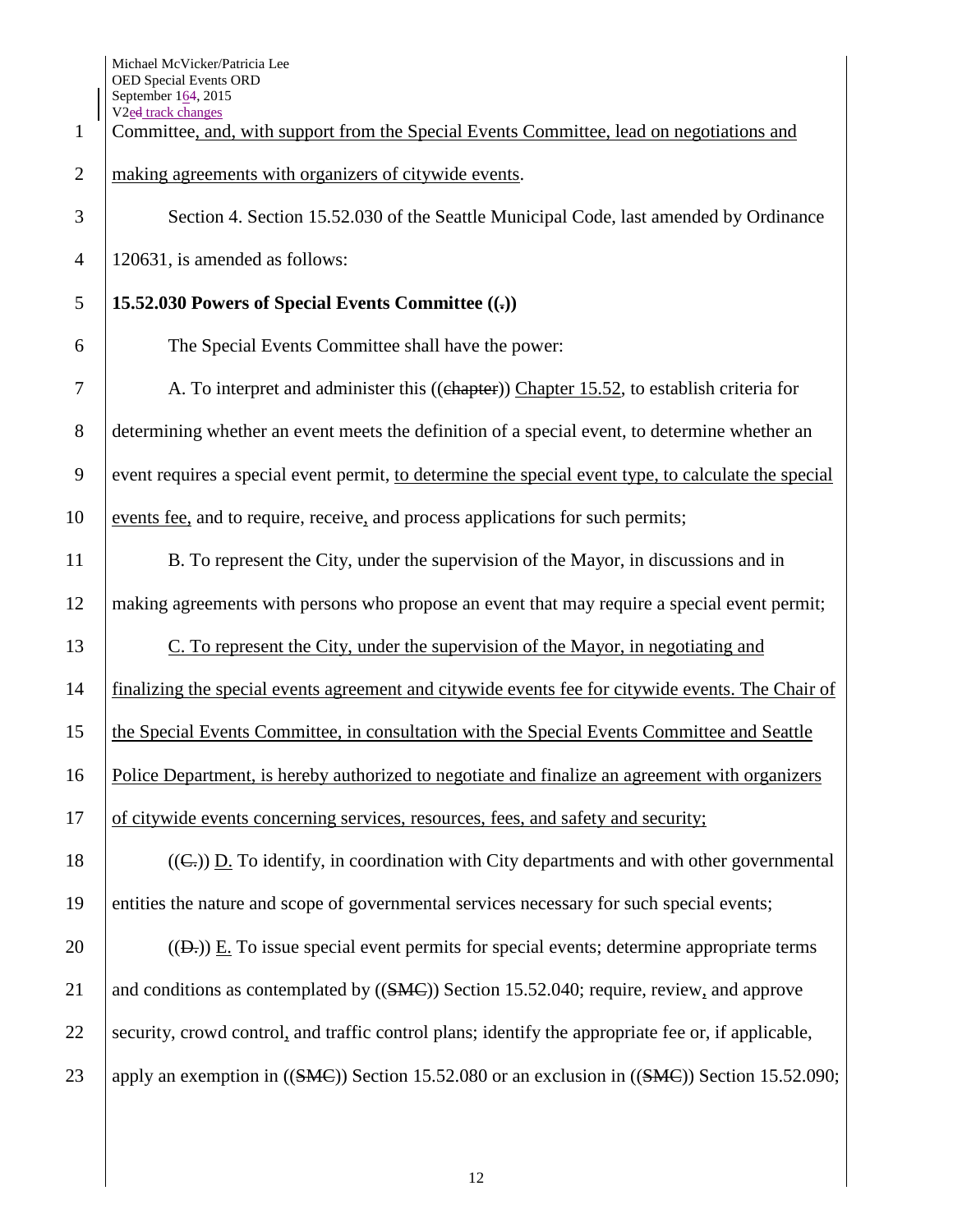Committee, and, with support from the Special Events Committee, lead on negotiations and making agreements with organizers of citywide events.

Section 4. Section 15.52.030 of the Seattle Municipal Code, last amended by Ordinance 120631, is amended as follows:

**15.52.030 Powers of Special Events Committee ((.))**

The Special Events Committee shall have the power:

A. To interpret and administer this ((chapter)) Chapter 15.52, to establish criteria for determining whether an event meets the definition of a special event, to determine whether an event requires a special event permit, to determine the special event type, to calculate the special events fee, and to require, receive, and process applications for such permits;

B. To represent the City, under the supervision of the Mayor, in discussions and in making agreements with persons who propose an event that may require a special event permit;

C. To represent the City, under the supervision of the Mayor, in negotiating and finalizing the special events agreement and citywide events fee for citywide events. The Chair of the Special Events Committee, in consultation with the Special Events Committee and Seattle Police Department, is hereby authorized to negotiate and finalize an agreement with organizers of citywide events concerning services, resources, fees, and safety and security;

((C.)) D. To identify, in coordination with City departments and with other governmental entities the nature and scope of governmental services necessary for such special events;

((D.)) E. To issue special event permits for special events; determine appropriate terms and conditions as contemplated by ((SMC)) Section 15.52.040; require, review, and approve security, crowd control, and traffic control plans; identify the appropriate fee or, if applicable, apply an exemption in ((SMC)) Section 15.52.080 or an exclusion in ((SMC)) Section 15.52.090;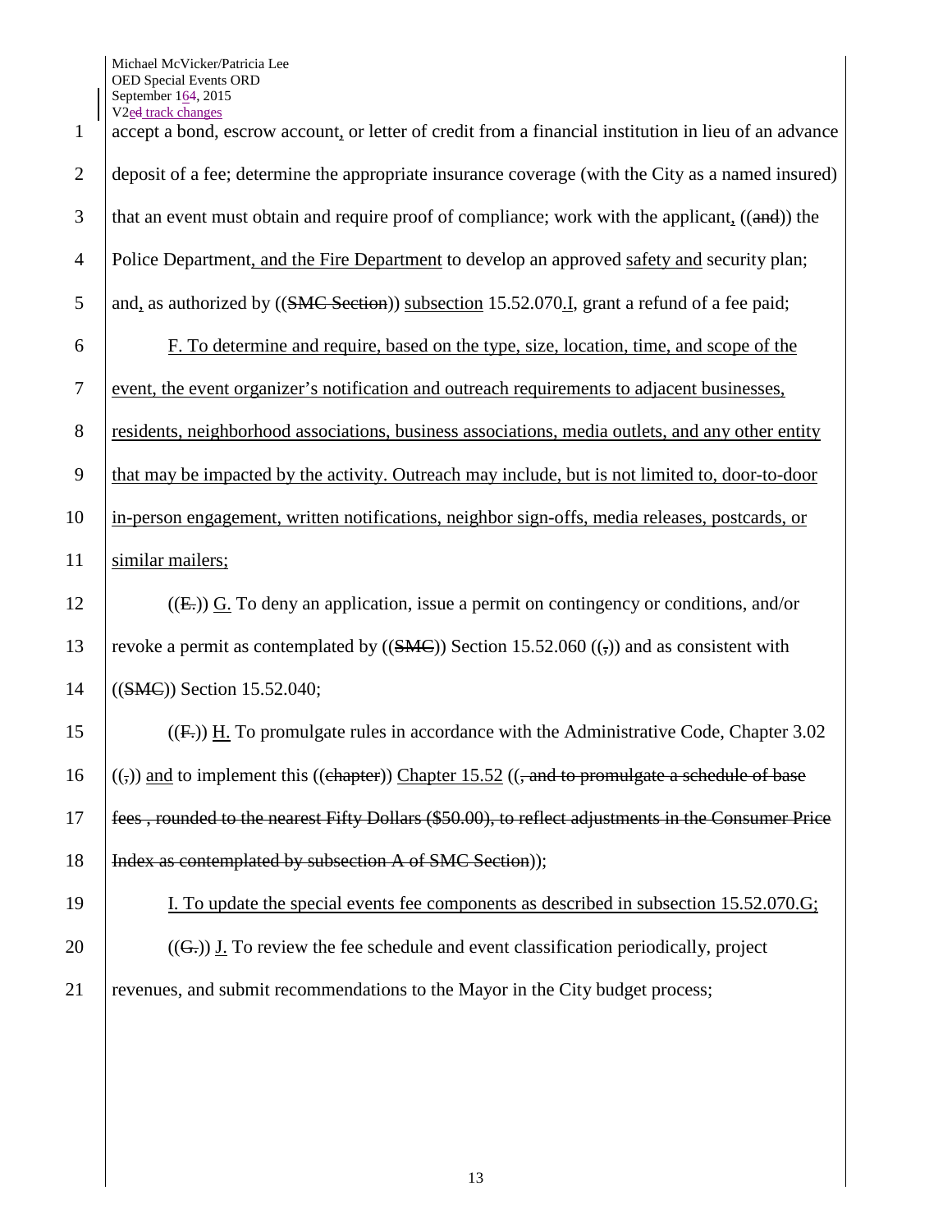accept a bond, escrow account, or letter of credit from a financial institution in lieu of an advance deposit of a fee; determine the appropriate insurance coverage (with the City as a named insured) that an event must obtain and require proof of compliance; work with the applicant, ((and)) the Police Department, and the Fire Department to develop an approved safety and security plan; and, as authorized by ((SMC Section)) subsection 15.52.070.I, grant a refund of a fee paid;

F. To determine and require, based on the type, size, location, time, and scope of the event, the event organizer's notification and outreach requirements to adjacent businesses, residents, neighborhood associations, business associations, media outlets, and any other entity that may be impacted by the activity. Outreach may include, but is not limited to, door-to-door in-person engagement, written notifications, neighbor sign-offs, media releases, postcards, or similar mailers;

((E.)) G. To deny an application, issue a permit on contingency or conditions, and/or revoke a permit as contemplated by ((SMC)) Section 15.52.060 ((,)) and as consistent with ((SMC)) Section 15.52.040;

((F.)) H. To promulgate rules in accordance with the Administrative Code, Chapter 3.02 ((,)) and to implement this ((chapter)) Chapter 15.52 ((, and to promulgate a schedule of base fees , rounded to the nearest Fifty Dollars ($50.00), to reflect adjustments in the Consumer Price Index as contemplated by subsection A of SMC Section));

I. To update the special events fee components as described in subsection 15.52.070.G;

((G.)) J. To review the fee schedule and event classification periodically, project revenues, and submit recommendations to the Mayor in the City budget process;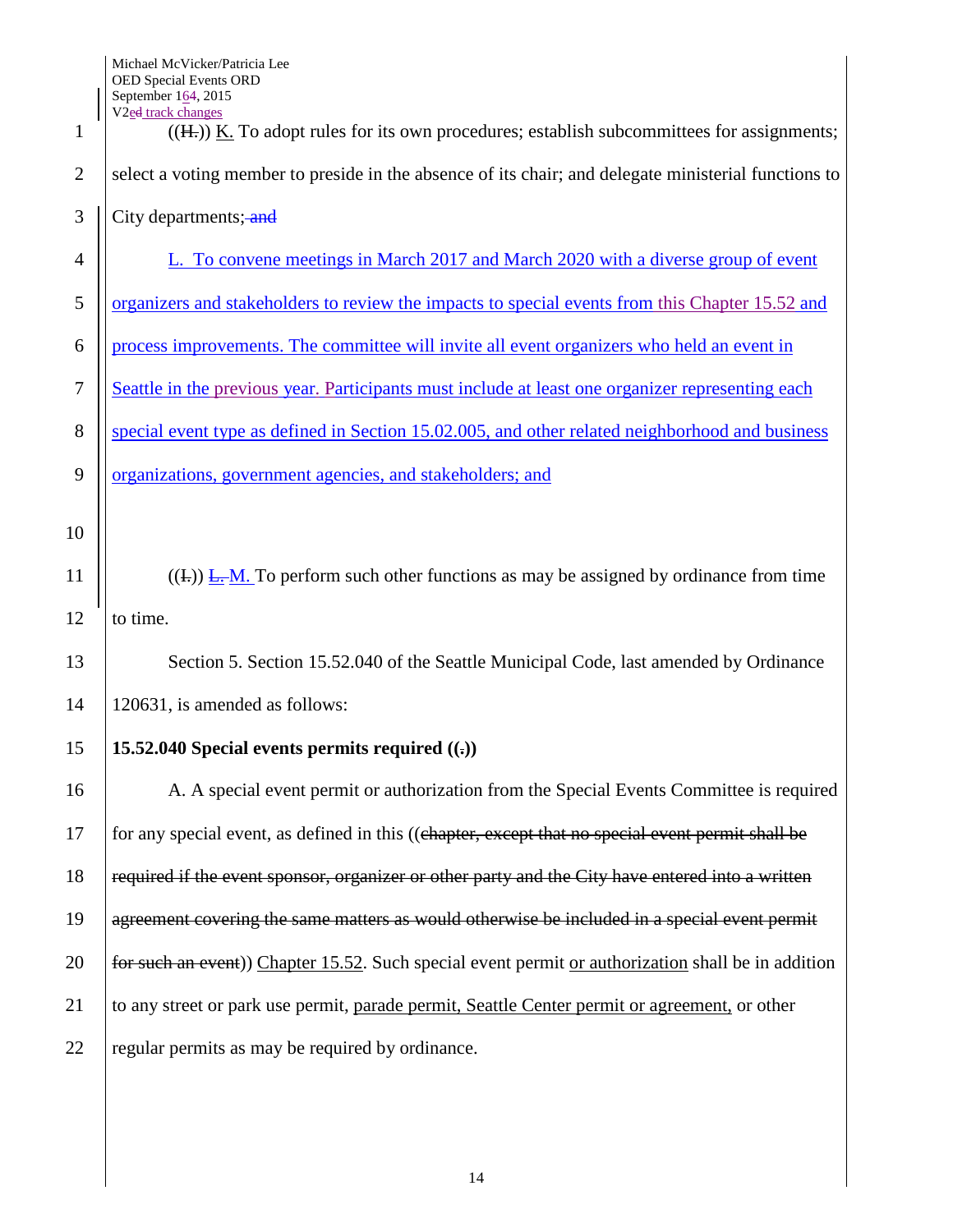((H.)) K. To adopt rules for its own procedures; establish subcommittees for assignments; select a voting member to preside in the absence of its chair; and delegate ministerial functions to City departments; and

L. To convene meetings in March 2017 and March 2020 with a diverse group of event organizers and stakeholders to review the impacts to special events from this Chapter 15.52 and process improvements. The committee will invite all event organizers who held an event in Seattle in the previous year. Participants must include at least one organizer representing each special event type as defined in Section 15.02.005, and other related neighborhood and business organizations, government agencies, and stakeholders; and

((I.)) L. M. To perform such other functions as may be assigned by ordinance from time to time.

Section 5. Section 15.52.040 of the Seattle Municipal Code, last amended by Ordinance 120631, is amended as follows:

**15.52.040 Special events permits required ((.))**

A. A special event permit or authorization from the Special Events Committee is required for any special event, as defined in this ((chapter, except that no special event permit shall be required if the event sponsor, organizer or other party and the City have entered into a written agreement covering the same matters as would otherwise be included in a special event permit for such an event)) Chapter 15.52. Such special event permit or authorization shall be in addition to any street or park use permit, parade permit, Seattle Center permit or agreement, or other regular permits as may be required by ordinance.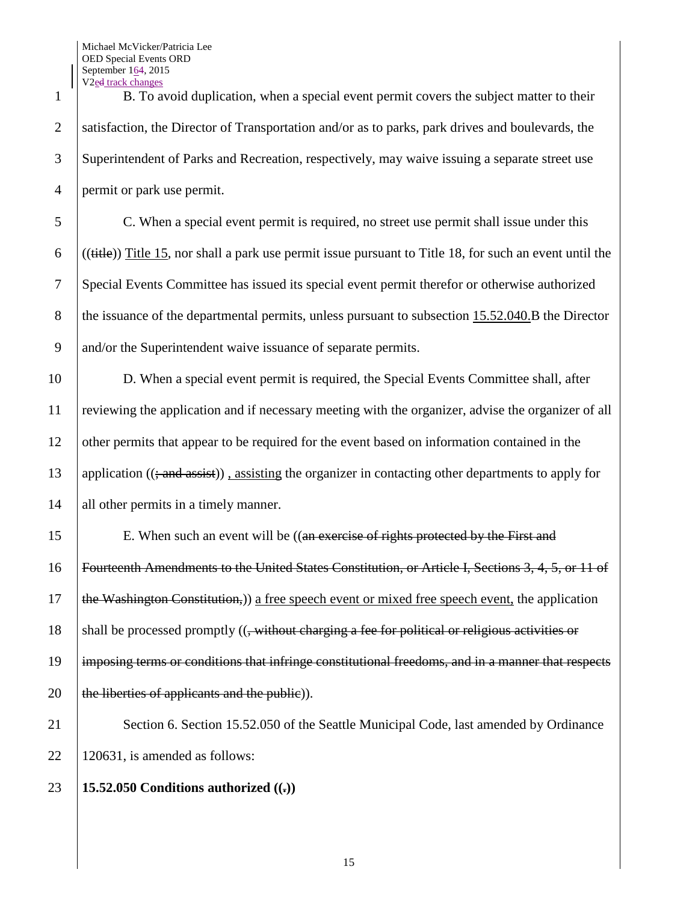B. To avoid duplication, when a special event permit covers the subject matter to their satisfaction, the Director of Transportation and/or as to parks, park drives and boulevards, the Superintendent of Parks and Recreation, respectively, may waive issuing a separate street use permit or park use permit.

C. When a special event permit is required, no street use permit shall issue under this ((~~title~~)) Title 15, nor shall a park use permit issue pursuant to Title 18, for such an event until the Special Events Committee has issued its special event permit therefor or otherwise authorized the issuance of the departmental permits, unless pursuant to subsection 15.52.040.B the Director and/or the Superintendent waive issuance of separate permits.

D. When a special event permit is required, the Special Events Committee shall, after reviewing the application and if necessary meeting with the organizer, advise the organizer of all other permits that appear to be required for the event based on information contained in the application ((~~; and assist~~)) , assisting the organizer in contacting other departments to apply for all other permits in a timely manner.

E. When such an event will be ((~~an exercise of rights protected by the First and Fourteenth Amendments to the United States Constitution, or Article I, Sections 3, 4, 5, or 11 of the Washington Constitution,~~)) a free speech event or mixed free speech event, the application shall be processed promptly ((~~, without charging a fee for political or religious activities or imposing terms or conditions that infringe constitutional freedoms, and in a manner that respects the liberties of applicants and the public~~)).

Section 6. Section 15.52.050 of the Seattle Municipal Code, last amended by Ordinance 120631, is amended as follows:

**15.52.050 Conditions authorized ((~~.~~))**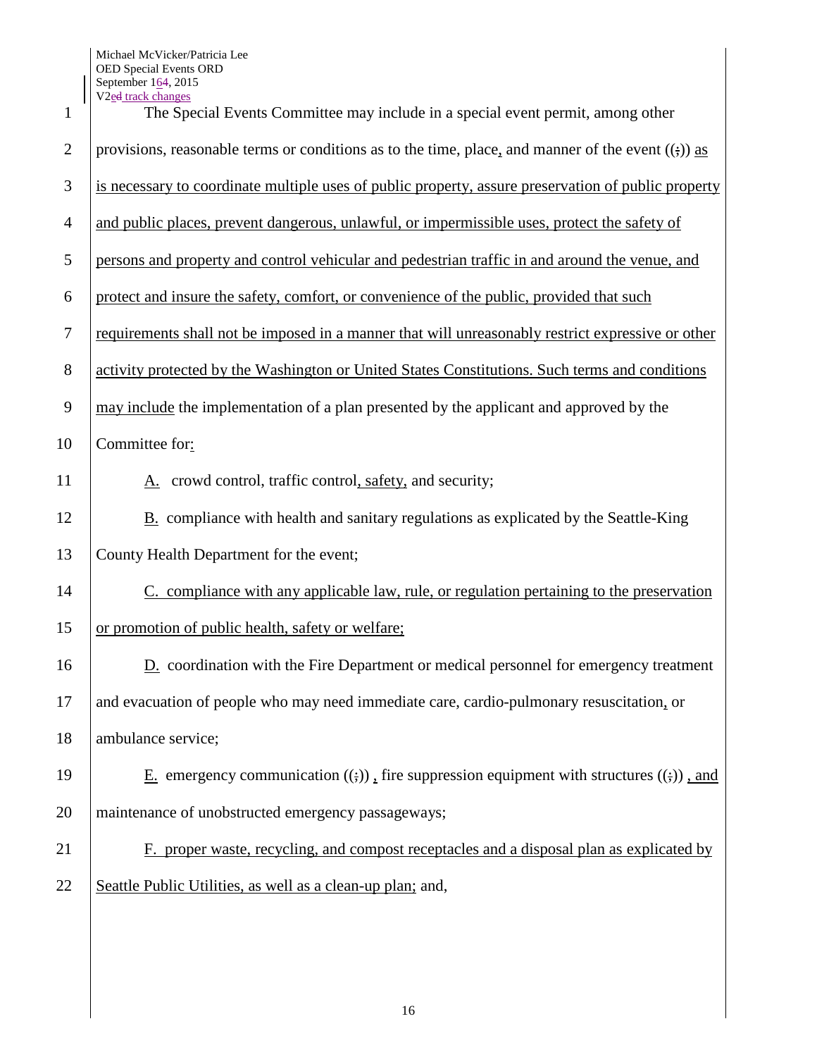The Special Events Committee may include in a special event permit, among other provisions, reasonable terms or conditions as to the time, place, and manner of the event ((;)) as is necessary to coordinate multiple uses of public property, assure preservation of public property and public places, prevent dangerous, unlawful, or impermissible uses, protect the safety of persons and property and control vehicular and pedestrian traffic in and around the venue, and protect and insure the safety, comfort, or convenience of the public, provided that such requirements shall not be imposed in a manner that will unreasonably restrict expressive or other activity protected by the Washington or United States Constitutions. Such terms and conditions may include the implementation of a plan presented by the applicant and approved by the Committee for:

A. crowd control, traffic control, safety, and security;

B. compliance with health and sanitary regulations as explicated by the Seattle-King County Health Department for the event;

C. compliance with any applicable law, rule, or regulation pertaining to the preservation or promotion of public health, safety or welfare;

D. coordination with the Fire Department or medical personnel for emergency treatment and evacuation of people who may need immediate care, cardio-pulmonary resuscitation, or ambulance service;

E. emergency communication ((;)) , fire suppression equipment with structures ((;)) , and maintenance of unobstructed emergency passageways;

F. proper waste, recycling, and compost receptacles and a disposal plan as explicated by Seattle Public Utilities, as well as a clean-up plan; and,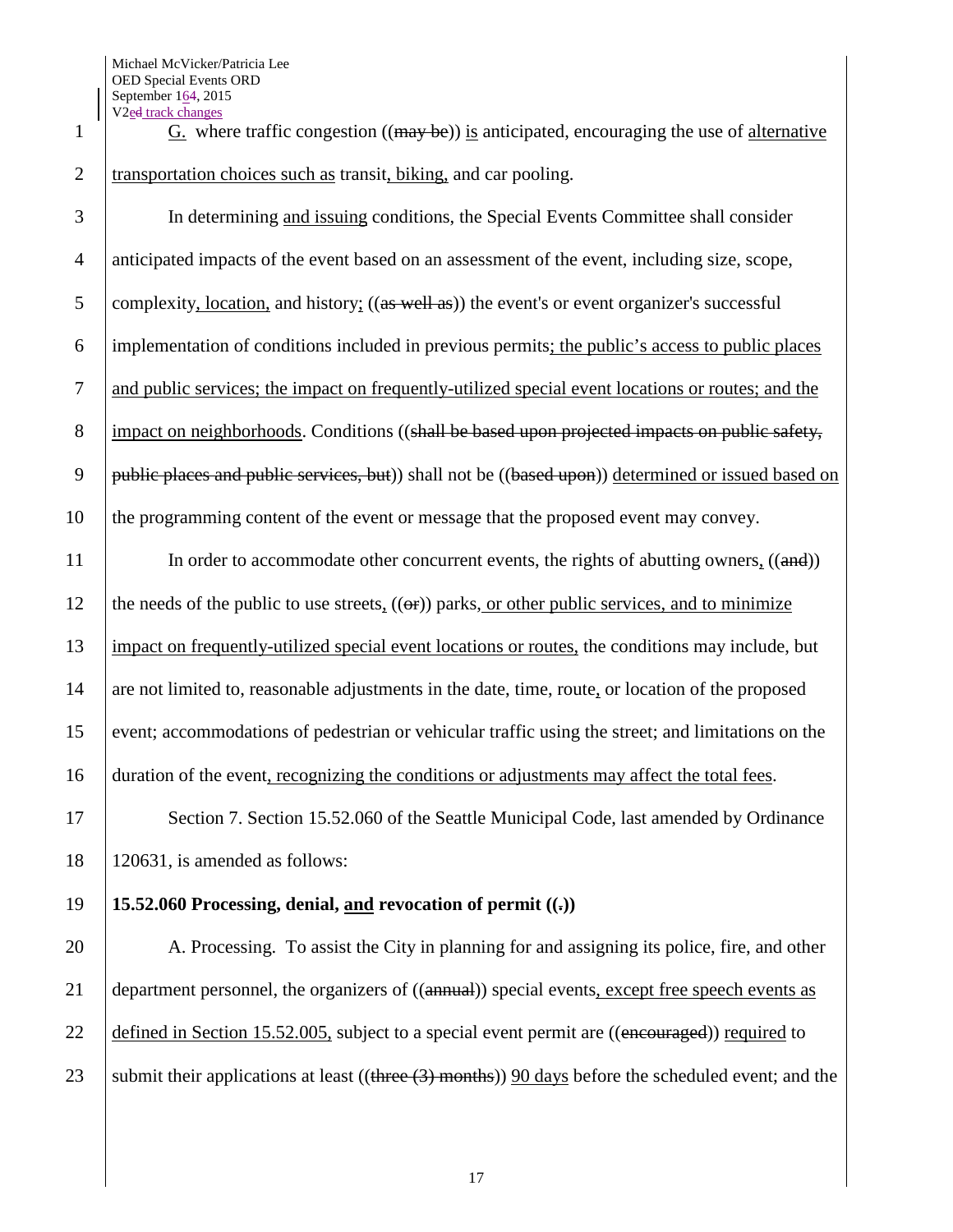G. where traffic congestion ((~~may be~~)) <u>is</u> anticipated, encouraging the use of <u>alternative transportation choices such as</u> transit<u>, biking,</u> and car pooling.

In determining <u>and issuing</u> conditions, the Special Events Committee shall consider anticipated impacts of the event based on an assessment of the event, including size, scope, complexity<u>, location,</u> and history<u>;</u> ((~~as well as~~)) the event's or event organizer's successful implementation of conditions included in previous permits<u>; the public's access to public places and public services; the impact on frequently-utilized special event locations or routes; and the impact on neighborhoods</u>. Conditions ((~~shall be based upon projected impacts on public safety, public places and public services, but~~)) shall not be ((~~based upon~~)) <u>determined or issued based on</u> the programming content of the event or message that the proposed event may convey.

In order to accommodate other concurrent events, the rights of abutting owners<u>,</u> ((~~and~~)) the needs of the public to use streets<u>,</u> ((~~or~~)) parks<u>, or other public services, and to minimize impact on frequently-utilized special event locations or routes,</u> the conditions may include, but are not limited to, reasonable adjustments in the date, time, route<u>,</u> or location of the proposed event; accommodations of pedestrian or vehicular traffic using the street; and limitations on the duration of the event<u>, recognizing the conditions or adjustments may affect the total fees</u>.

Section 7. Section 15.52.060 of the Seattle Municipal Code, last amended by Ordinance 120631, is amended as follows:

**15.52.060 Processing, denial, <u>and</u> revocation of permit ((~~.~~))**

A. Processing. To assist the City in planning for and assigning its police, fire, and other department personnel, the organizers of ((~~annual~~)) special events<u>, except free speech events as defined in Section 15.52.005,</u> subject to a special event permit are ((~~encouraged~~)) <u>required</u> to submit their applications at least ((~~three (3) months~~)) <u>90 days</u> before the scheduled event; and the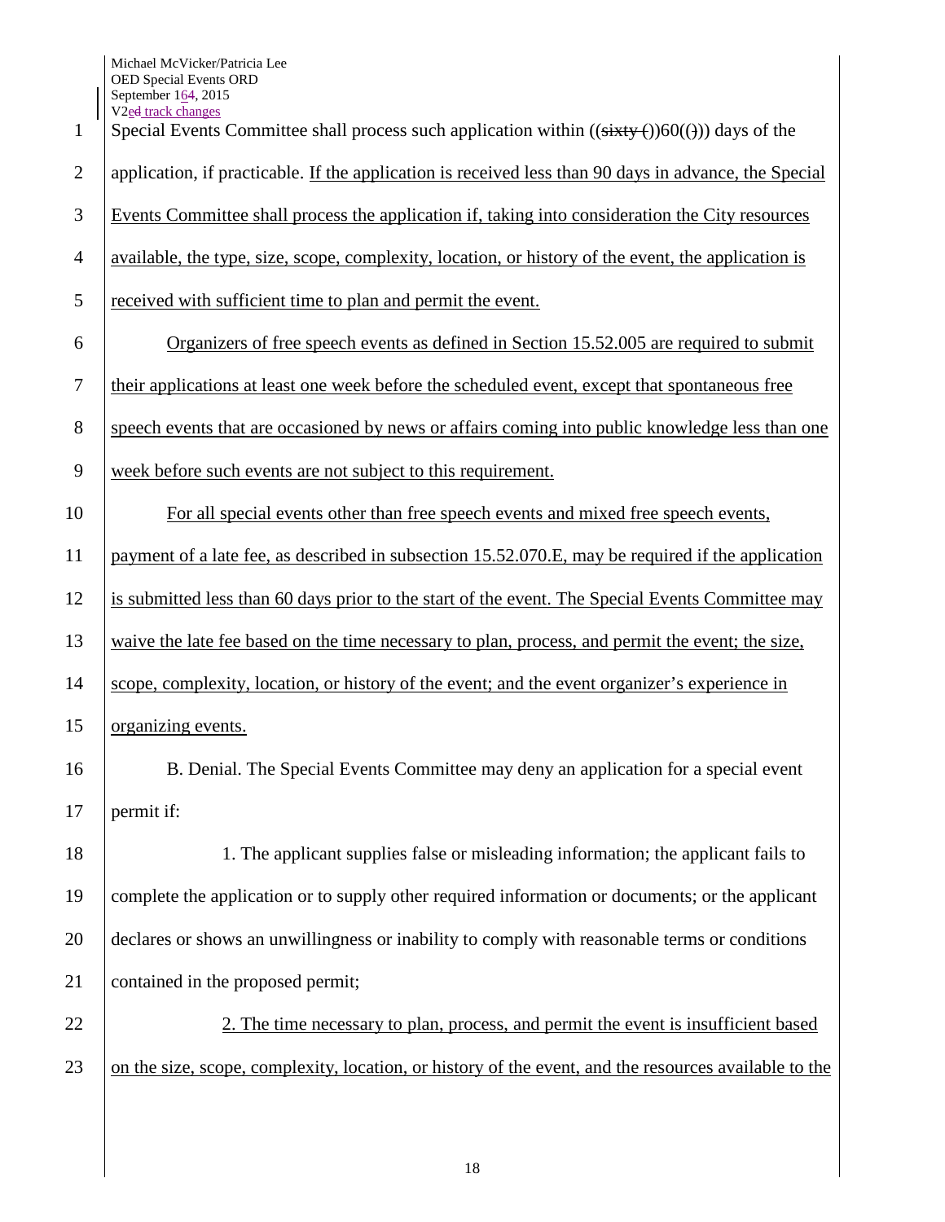Special Events Committee shall process such application within ((sixty ())60(())) days of the application, if practicable. If the application is received less than 90 days in advance, the Special Events Committee shall process the application if, taking into consideration the City resources available, the type, size, scope, complexity, location, or history of the event, the application is received with sufficient time to plan and permit the event.

Organizers of free speech events as defined in Section 15.52.005 are required to submit their applications at least one week before the scheduled event, except that spontaneous free speech events that are occasioned by news or affairs coming into public knowledge less than one week before such events are not subject to this requirement.

For all special events other than free speech events and mixed free speech events, payment of a late fee, as described in subsection 15.52.070.E, may be required if the application is submitted less than 60 days prior to the start of the event. The Special Events Committee may waive the late fee based on the time necessary to plan, process, and permit the event; the size, scope, complexity, location, or history of the event; and the event organizer's experience in organizing events.

B. Denial. The Special Events Committee may deny an application for a special event permit if:

1. The applicant supplies false or misleading information; the applicant fails to complete the application or to supply other required information or documents; or the applicant declares or shows an unwillingness or inability to comply with reasonable terms or conditions contained in the proposed permit;

2. The time necessary to plan, process, and permit the event is insufficient based on the size, scope, complexity, location, or history of the event, and the resources available to the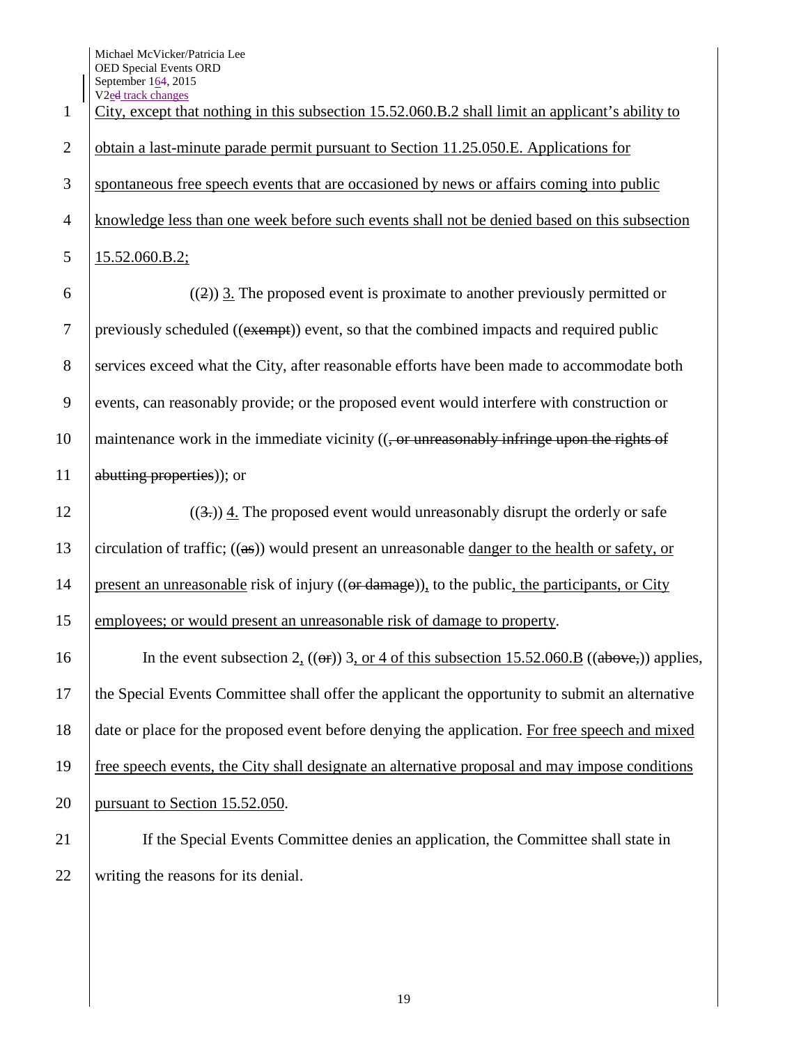City, except that nothing in this subsection 15.52.060.B.2 shall limit an applicant's ability to obtain a last-minute parade permit pursuant to Section 11.25.050.E. Applications for spontaneous free speech events that are occasioned by news or affairs coming into public knowledge less than one week before such events shall not be denied based on this subsection 15.52.060.B.2;

((2)) 3. The proposed event is proximate to another previously permitted or previously scheduled ((exempt)) event, so that the combined impacts and required public services exceed what the City, after reasonable efforts have been made to accommodate both events, can reasonably provide; or the proposed event would interfere with construction or maintenance work in the immediate vicinity ((, or unreasonably infringe upon the rights of abutting properties)); or

((3.)) 4. The proposed event would unreasonably disrupt the orderly or safe circulation of traffic; ((as)) would present an unreasonable danger to the health or safety, or present an unreasonable risk of injury ((or damage)), to the public, the participants, or City employees; or would present an unreasonable risk of damage to property.

In the event subsection 2, ((or)) 3, or 4 of this subsection 15.52.060.B ((above,)) applies, the Special Events Committee shall offer the applicant the opportunity to submit an alternative date or place for the proposed event before denying the application. For free speech and mixed free speech events, the City shall designate an alternative proposal and may impose conditions pursuant to Section 15.52.050.

If the Special Events Committee denies an application, the Committee shall state in writing the reasons for its denial.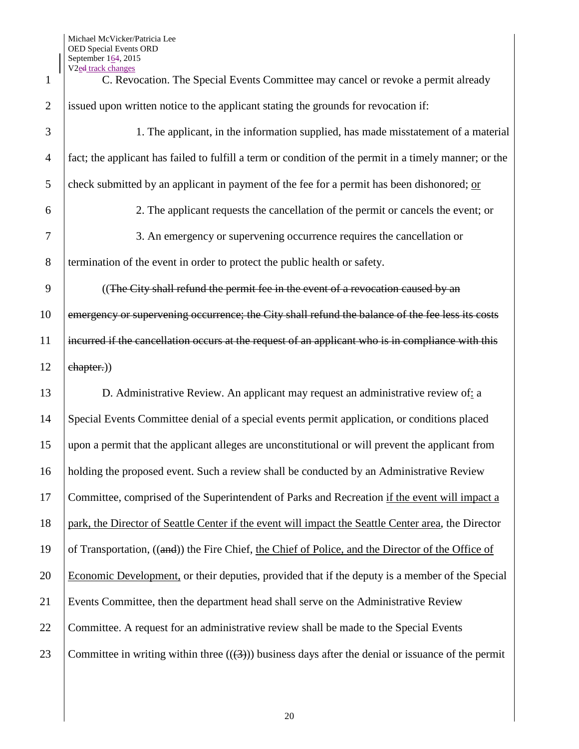C. Revocation. The Special Events Committee may cancel or revoke a permit already issued upon written notice to the applicant stating the grounds for revocation if:

1. The applicant, in the information supplied, has made misstatement of a material fact; the applicant has failed to fulfill a term or condition of the permit in a timely manner; or the check submitted by an applicant in payment of the fee for a permit has been dishonored; or

2. The applicant requests the cancellation of the permit or cancels the event; or

3. An emergency or supervening occurrence requires the cancellation or termination of the event in order to protect the public health or safety.

((~~The City shall refund the permit fee in the event of a revocation caused by an emergency or supervening occurrence; the City shall refund the balance of the fee less its costs incurred if the cancellation occurs at the request of an applicant who is in compliance with this chapter.~~))

D. Administrative Review. An applicant may request an administrative review of: a Special Events Committee denial of a special events permit application, or conditions placed upon a permit that the applicant alleges are unconstitutional or will prevent the applicant from holding the proposed event. Such a review shall be conducted by an Administrative Review Committee, comprised of the Superintendent of Parks and Recreation if the event will impact a park, the Director of Seattle Center if the event will impact the Seattle Center area, the Director of Transportation, ((~~and~~)) the Fire Chief, the Chief of Police, and the Director of the Office of Economic Development, or their deputies, provided that if the deputy is a member of the Special Events Committee, then the department head shall serve on the Administrative Review Committee. A request for an administrative review shall be made to the Special Events Committee in writing within three ((~~(3)~~)) business days after the denial or issuance of the permit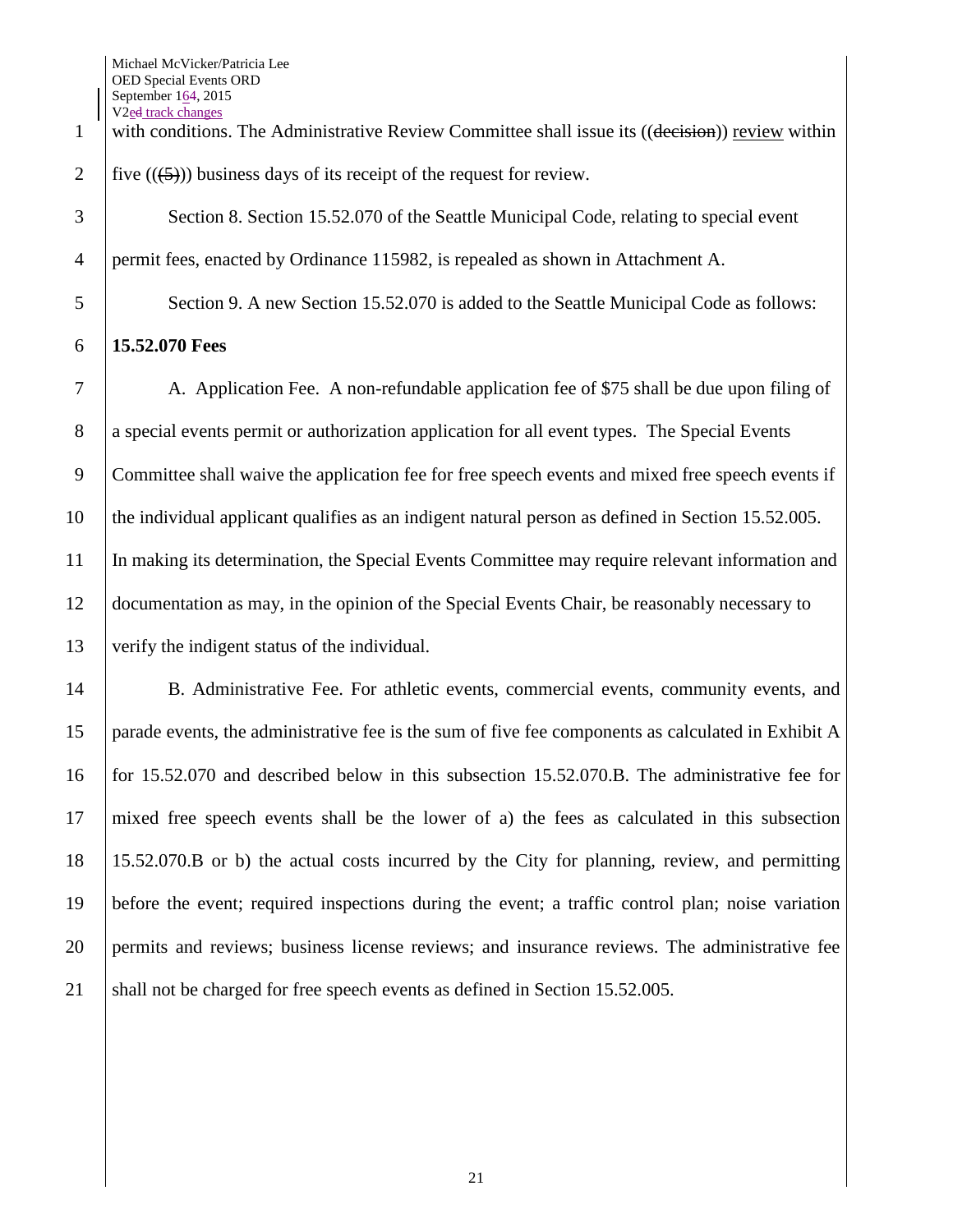with conditions. The Administrative Review Committee shall issue its ((~~decision~~)) review within five ((~~(5)~~)) business days of its receipt of the request for review.

Section 8. Section 15.52.070 of the Seattle Municipal Code, relating to special event permit fees, enacted by Ordinance 115982, is repealed as shown in Attachment A.

Section 9. A new Section 15.52.070 is added to the Seattle Municipal Code as follows:

**15.52.070 Fees**

A. Application Fee. A non-refundable application fee of $75 shall be due upon filing of a special events permit or authorization application for all event types. The Special Events Committee shall waive the application fee for free speech events and mixed free speech events if the individual applicant qualifies as an indigent natural person as defined in Section 15.52.005. In making its determination, the Special Events Committee may require relevant information and documentation as may, in the opinion of the Special Events Chair, be reasonably necessary to verify the indigent status of the individual.

B. Administrative Fee. For athletic events, commercial events, community events, and parade events, the administrative fee is the sum of five fee components as calculated in Exhibit A for 15.52.070 and described below in this subsection 15.52.070.B. The administrative fee for mixed free speech events shall be the lower of a) the fees as calculated in this subsection 15.52.070.B or b) the actual costs incurred by the City for planning, review, and permitting before the event; required inspections during the event; a traffic control plan; noise variation permits and reviews; business license reviews; and insurance reviews. The administrative fee shall not be charged for free speech events as defined in Section 15.52.005.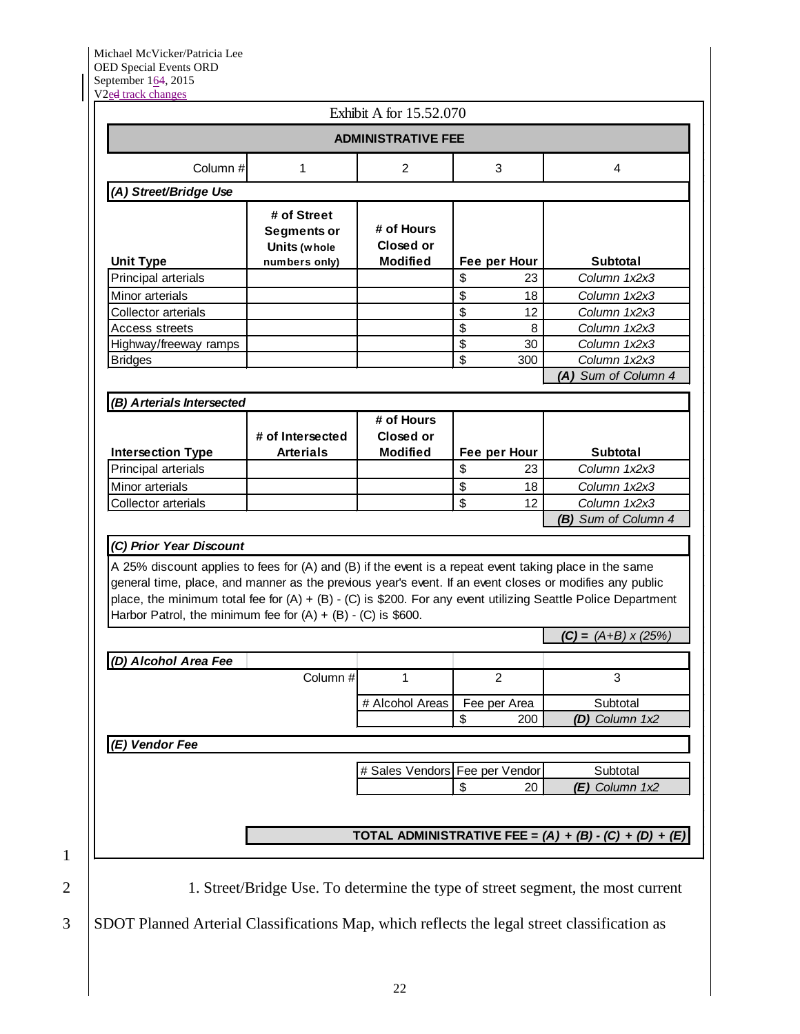Michael McVicker/Patricia Lee
OED Special Events ORD
September 164, 2015
V2ed track changes

Exhibit A for 15.52.070

**ADMINISTRATIVE FEE**

| Column # | 1 | 2 | 3 | 4 |
|---|---|---|---|---|
| ***(A) Street/Bridge Use*** | | | | |
| **Unit Type** | **# of Street Segments or Units (whole numbers only)** | **# of Hours Closed or Modified** | **Fee per Hour** | **Subtotal** |
| Principal arterials | | | $ 23 | *Column 1x2x3* |
| Minor arterials | | | $ 18 | *Column 1x2x3* |
| Collector arterials | | | $ 12 | *Column 1x2x3* |
| Access streets | | | $ 8 | *Column 1x2x3* |
| Highway/freeway ramps | | | $ 30 | *Column 1x2x3* |
| Bridges | | | $ 300 | *Column 1x2x3* |
| | | | | ***(A)** Sum of Column 4* |
| ***(B) Arterials Intersected*** | | | | |
| **Intersection Type** | **# of Intersected Arterials** | **# of Hours Closed or Modified** | **Fee per Hour** | **Subtotal** |
| Principal arterials | | | $ 23 | *Column 1x2x3* |
| Minor arterials | | | $ 18 | *Column 1x2x3* |
| Collector arterials | | | $ 12 | *Column 1x2x3* |
| | | | | ***(B)** Sum of Column 4* |

***(C) Prior Year Discount***

A 25% discount applies to fees for (A) and (B) if the event is a repeat event taking place in the same general time, place, and manner as the previous year's event. If an event closes or modifies any public place, the minimum total fee for (A) + (B) - (C) is $200. For any event utilizing Seattle Police Department Harbor Patrol, the minimum fee for (A) + (B) - (C) is $600.

***(C) =** (A+B) x (25%)*

***(D) Alcohol Area Fee***

| Column # | 1 | 2 | 3 |
|---|---|---|---|
| | # Alcohol Areas | Fee per Area | Subtotal |
| | | $ 200 | ***(D)** Column 1x2* |

***(E) Vendor Fee***

| # Sales Vendors | Fee per Vendor | Subtotal |
|---|---|---|
| | $ 20 | ***(E)** Column 1x2* |

**TOTAL ADMINISTRATIVE FEE = *(A) + (B) - (C) + (D) + (E)***

1. Street/Bridge Use. To determine the type of street segment, the most current SDOT Planned Arterial Classifications Map, which reflects the legal street classification as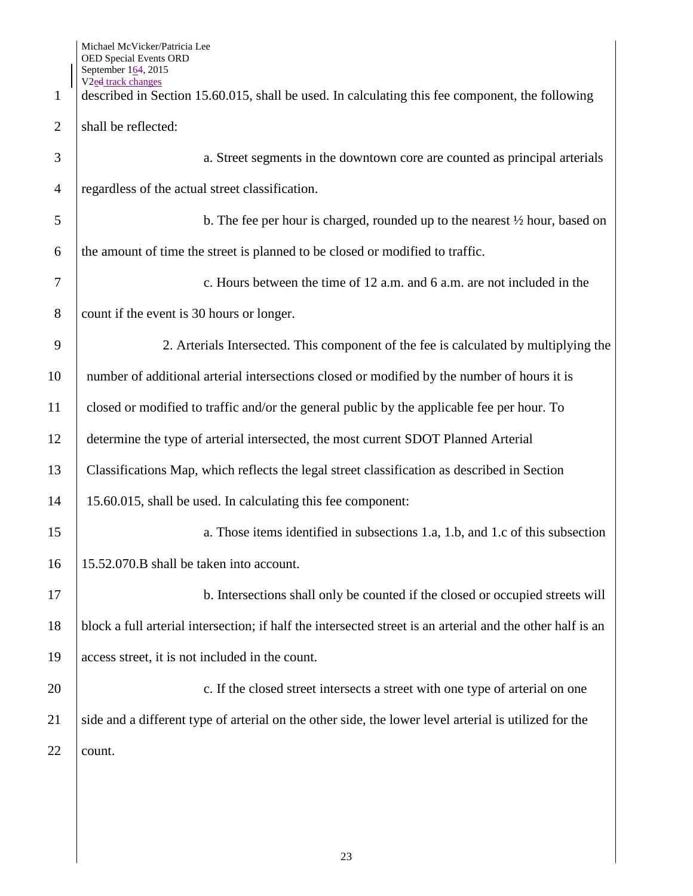described in Section 15.60.015, shall be used. In calculating this fee component, the following shall be reflected:

a. Street segments in the downtown core are counted as principal arterials regardless of the actual street classification.

b. The fee per hour is charged, rounded up to the nearest ½ hour, based on the amount of time the street is planned to be closed or modified to traffic.

c. Hours between the time of 12 a.m. and 6 a.m. are not included in the count if the event is 30 hours or longer.

2. Arterials Intersected. This component of the fee is calculated by multiplying the number of additional arterial intersections closed or modified by the number of hours it is closed or modified to traffic and/or the general public by the applicable fee per hour. To determine the type of arterial intersected, the most current SDOT Planned Arterial Classifications Map, which reflects the legal street classification as described in Section 15.60.015, shall be used. In calculating this fee component:

a. Those items identified in subsections 1.a, 1.b, and 1.c of this subsection 15.52.070.B shall be taken into account.

b. Intersections shall only be counted if the closed or occupied streets will block a full arterial intersection; if half the intersected street is an arterial and the other half is an access street, it is not included in the count.

c. If the closed street intersects a street with one type of arterial on one side and a different type of arterial on the other side, the lower level arterial is utilized for the count.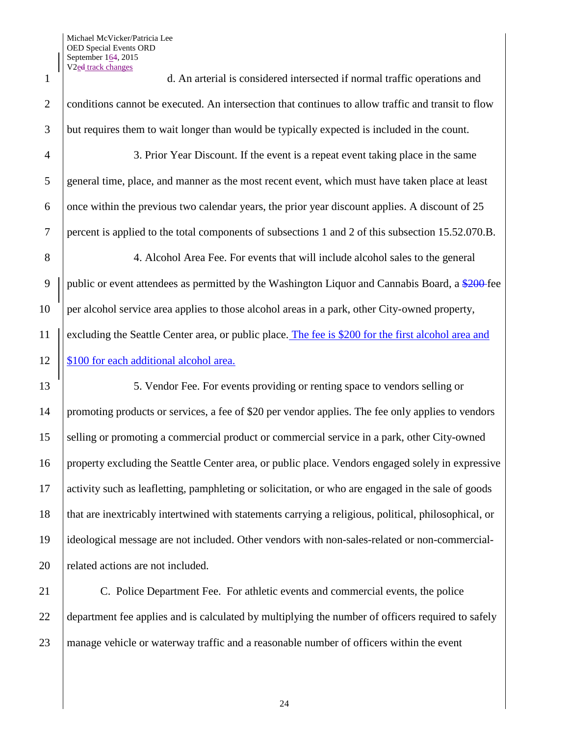d. An arterial is considered intersected if normal traffic operations and conditions cannot be executed. An intersection that continues to allow traffic and transit to flow but requires them to wait longer than would be typically expected is included in the count.

3. Prior Year Discount. If the event is a repeat event taking place in the same general time, place, and manner as the most recent event, which must have taken place at least once within the previous two calendar years, the prior year discount applies. A discount of 25 percent is applied to the total components of subsections 1 and 2 of this subsection 15.52.070.B.

4. Alcohol Area Fee. For events that will include alcohol sales to the general public or event attendees as permitted by the Washington Liquor and Cannabis Board, a ~~$200~~ fee per alcohol service area applies to those alcohol areas in a park, other City-owned property, excluding the Seattle Center area, or public place. The fee is $200 for the first alcohol area and $100 for each additional alcohol area.

5. Vendor Fee. For events providing or renting space to vendors selling or promoting products or services, a fee of $20 per vendor applies. The fee only applies to vendors selling or promoting a commercial product or commercial service in a park, other City-owned property excluding the Seattle Center area, or public place. Vendors engaged solely in expressive activity such as leafletting, pamphleting or solicitation, or who are engaged in the sale of goods that are inextricably intertwined with statements carrying a religious, political, philosophical, or ideological message are not included. Other vendors with non-sales-related or non-commercial-related actions are not included.

C. Police Department Fee. For athletic events and commercial events, the police department fee applies and is calculated by multiplying the number of officers required to safely manage vehicle or waterway traffic and a reasonable number of officers within the event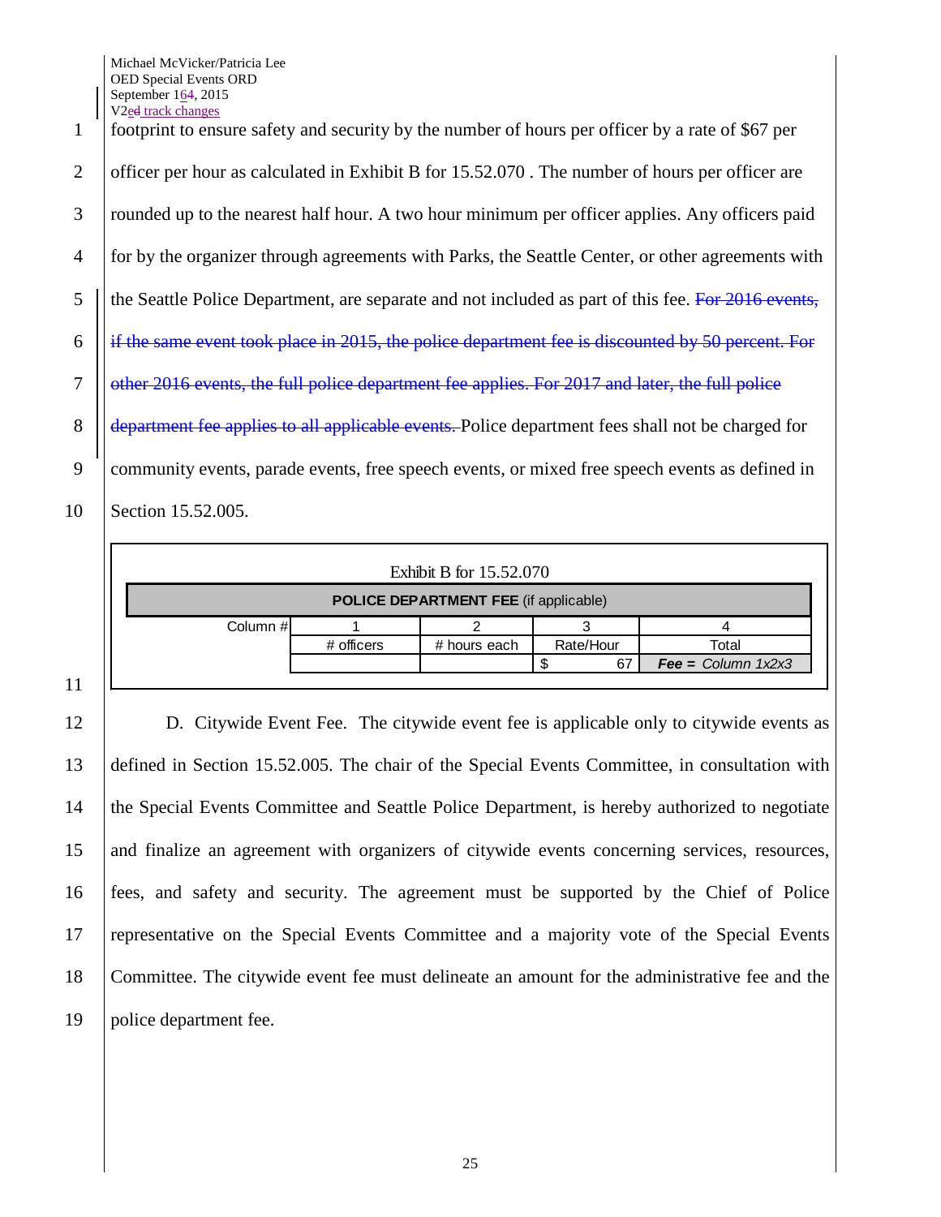footprint to ensure safety and security by the number of hours per officer by a rate of $67 per officer per hour as calculated in Exhibit B for 15.52.070 . The number of hours per officer are rounded up to the nearest half hour. A two hour minimum per officer applies. Any officers paid for by the organizer through agreements with Parks, the Seattle Center, or other agreements with the Seattle Police Department, are separate and not included as part of this fee. ~~For 2016 events, if the same event took place in 2015, the police department fee is discounted by 50 percent. For other 2016 events, the full police department fee applies. For 2017 and later, the full police department fee applies to all applicable events.~~ Police department fees shall not be charged for community events, parade events, free speech events, or mixed free speech events as defined in Section 15.52.005.

Exhibit B for 15.52.070

| **POLICE DEPARTMENT FEE** (if applicable) | | | | |
|---|---|---|---|---|
| Column # | 1 | 2 | 3 | 4 |
| | # officers | # hours each | Rate/Hour | Total |
| | | | $ 67 | ***Fee =*** *Column 1x2x3* |

D. Citywide Event Fee. The citywide event fee is applicable only to citywide events as defined in Section 15.52.005. The chair of the Special Events Committee, in consultation with the Special Events Committee and Seattle Police Department, is hereby authorized to negotiate and finalize an agreement with organizers of citywide events concerning services, resources, fees, and safety and security. The agreement must be supported by the Chief of Police representative on the Special Events Committee and a majority vote of the Special Events Committee. The citywide event fee must delineate an amount for the administrative fee and the police department fee.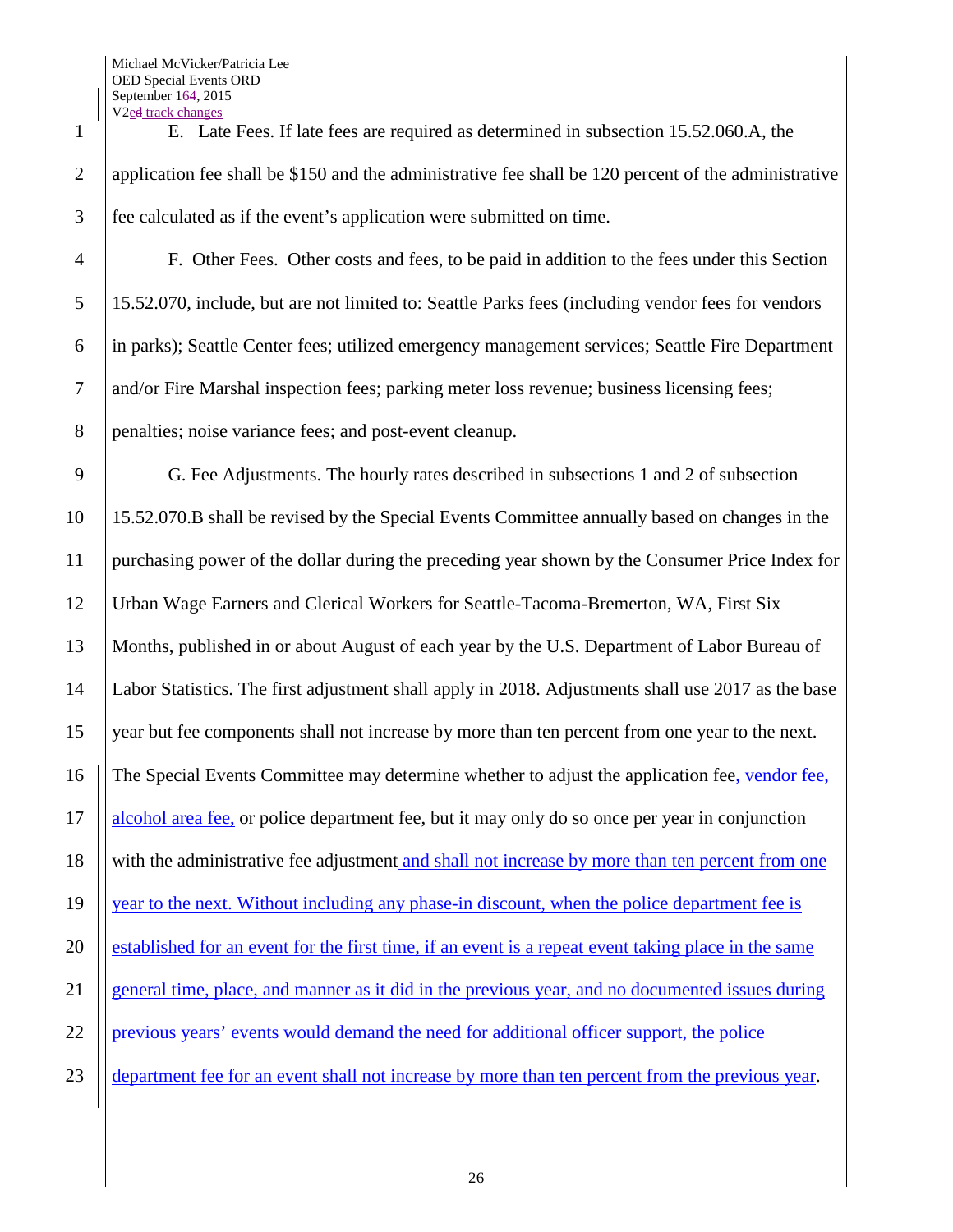E. Late Fees. If late fees are required as determined in subsection 15.52.060.A, the application fee shall be $150 and the administrative fee shall be 120 percent of the administrative fee calculated as if the event's application were submitted on time.

F. Other Fees. Other costs and fees, to be paid in addition to the fees under this Section 15.52.070, include, but are not limited to: Seattle Parks fees (including vendor fees for vendors in parks); Seattle Center fees; utilized emergency management services; Seattle Fire Department and/or Fire Marshal inspection fees; parking meter loss revenue; business licensing fees; penalties; noise variance fees; and post-event cleanup.

G. Fee Adjustments. The hourly rates described in subsections 1 and 2 of subsection 15.52.070.B shall be revised by the Special Events Committee annually based on changes in the purchasing power of the dollar during the preceding year shown by the Consumer Price Index for Urban Wage Earners and Clerical Workers for Seattle-Tacoma-Bremerton, WA, First Six Months, published in or about August of each year by the U.S. Department of Labor Bureau of Labor Statistics. The first adjustment shall apply in 2018. Adjustments shall use 2017 as the base year but fee components shall not increase by more than ten percent from one year to the next. The Special Events Committee may determine whether to adjust the application fee, vendor fee, alcohol area fee, or police department fee, but it may only do so once per year in conjunction with the administrative fee adjustment and shall not increase by more than ten percent from one year to the next. Without including any phase-in discount, when the police department fee is established for an event for the first time, if an event is a repeat event taking place in the same general time, place, and manner as it did in the previous year, and no documented issues during previous years' events would demand the need for additional officer support, the police department fee for an event shall not increase by more than ten percent from the previous year.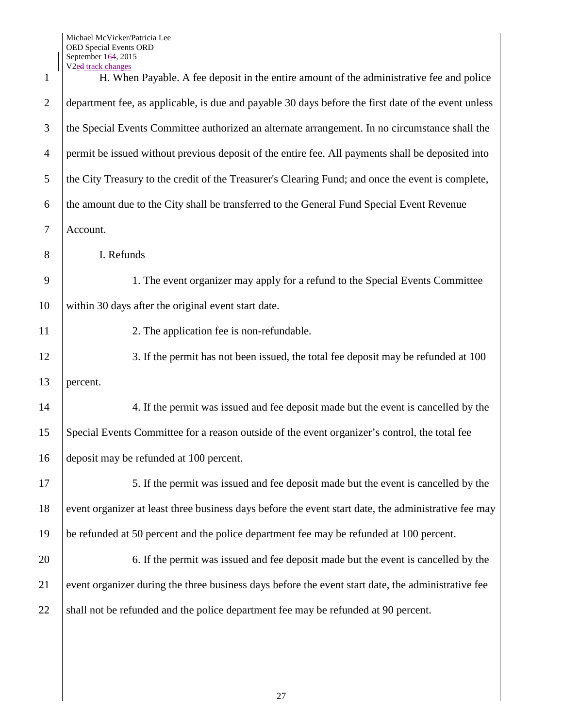H. When Payable. A fee deposit in the entire amount of the administrative fee and police department fee, as applicable, is due and payable 30 days before the first date of the event unless the Special Events Committee authorized an alternate arrangement. In no circumstance shall the permit be issued without previous deposit of the entire fee. All payments shall be deposited into the City Treasury to the credit of the Treasurer's Clearing Fund; and once the event is complete, the amount due to the City shall be transferred to the General Fund Special Event Revenue Account.

I. Refunds

1. The event organizer may apply for a refund to the Special Events Committee within 30 days after the original event start date.

2. The application fee is non-refundable.

3. If the permit has not been issued, the total fee deposit may be refunded at 100 percent.

4. If the permit was issued and fee deposit made but the event is cancelled by the Special Events Committee for a reason outside of the event organizer's control, the total fee deposit may be refunded at 100 percent.

5. If the permit was issued and fee deposit made but the event is cancelled by the event organizer at least three business days before the event start date, the administrative fee may be refunded at 50 percent and the police department fee may be refunded at 100 percent.

6. If the permit was issued and fee deposit made but the event is cancelled by the event organizer during the three business days before the event start date, the administrative fee shall not be refunded and the police department fee may be refunded at 90 percent.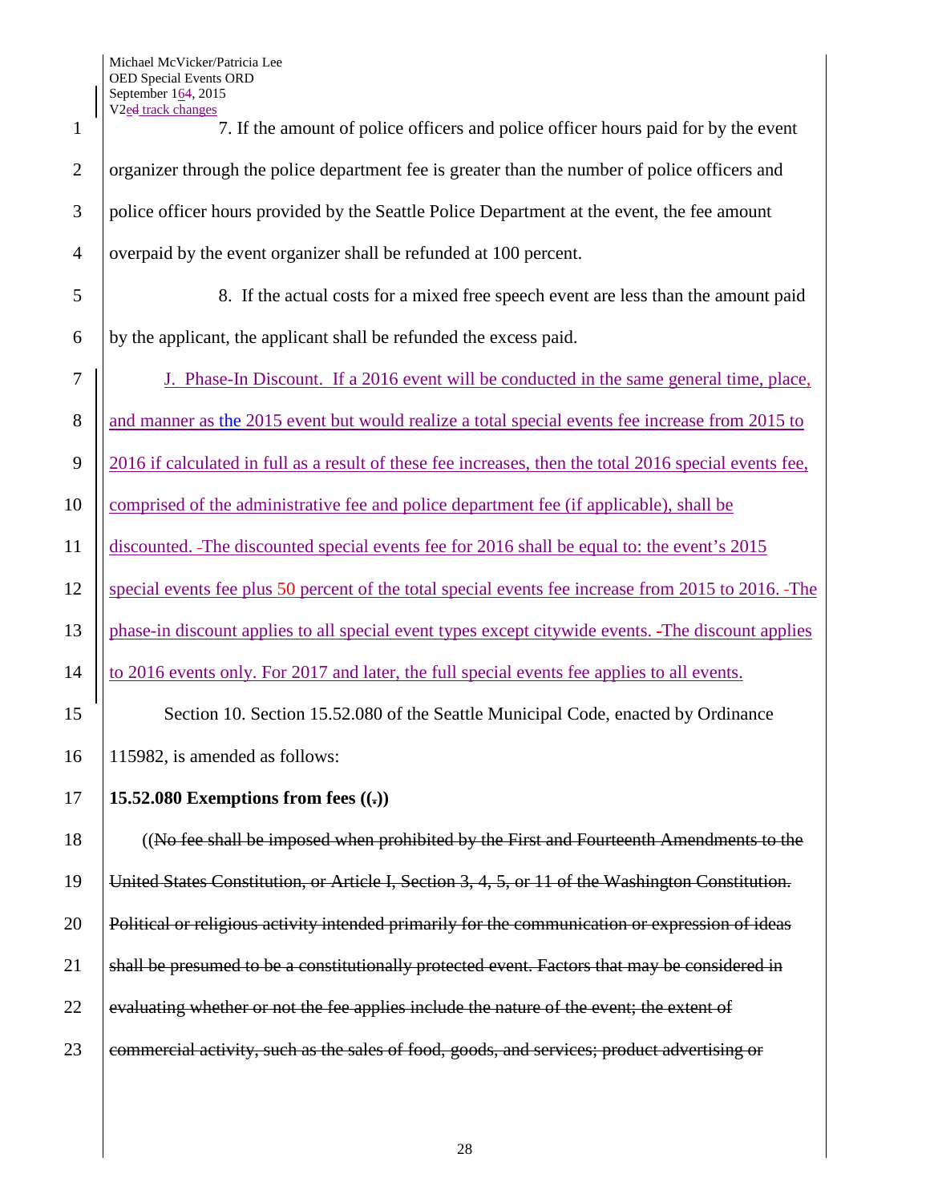7. If the amount of police officers and police officer hours paid for by the event organizer through the police department fee is greater than the number of police officers and police officer hours provided by the Seattle Police Department at the event, the fee amount overpaid by the event organizer shall be refunded at 100 percent.

8. If the actual costs for a mixed free speech event are less than the amount paid by the applicant, the applicant shall be refunded the excess paid.

J. Phase-In Discount. If a 2016 event will be conducted in the same general time, place, and manner as the 2015 event but would realize a total special events fee increase from 2015 to 2016 if calculated in full as a result of these fee increases, then the total 2016 special events fee, comprised of the administrative fee and police department fee (if applicable), shall be discounted. The discounted special events fee for 2016 shall be equal to: the event's 2015 special events fee plus 50 percent of the total special events fee increase from 2015 to 2016. The phase-in discount applies to all special event types except citywide events. The discount applies to 2016 events only. For 2017 and later, the full special events fee applies to all events.

Section 10. Section 15.52.080 of the Seattle Municipal Code, enacted by Ordinance 115982, is amended as follows:

**15.52.080 Exemptions from fees ((.))**

((No fee shall be imposed when prohibited by the First and Fourteenth Amendments to the United States Constitution, or Article I, Section 3, 4, 5, or 11 of the Washington Constitution. Political or religious activity intended primarily for the communication or expression of ideas shall be presumed to be a constitutionally protected event. Factors that may be considered in evaluating whether or not the fee applies include the nature of the event; the extent of commercial activity, such as the sales of food, goods, and services; product advertising or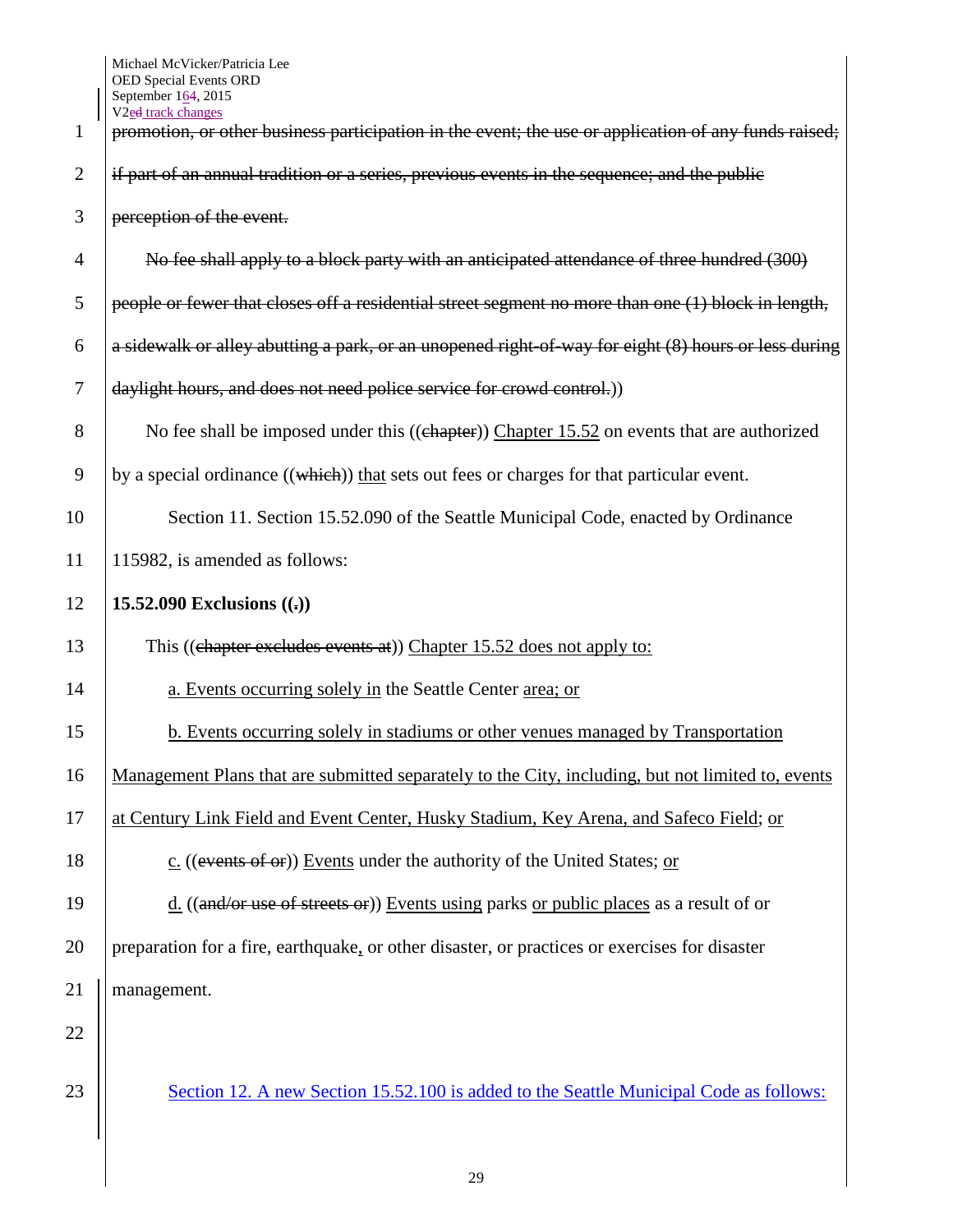~~promotion, or other business participation in the event; the use or application of any funds raised; if part of an annual tradition or a series, previous events in the sequence; and the public perception of the event.~~

~~No fee shall apply to a block party with an anticipated attendance of three hundred (300) people or fewer that closes off a residential street segment no more than one (1) block in length, a sidewalk or alley abutting a park, or an unopened right-of-way for eight (8) hours or less during daylight hours, and does not need police service for crowd control.~~))

No fee shall be imposed under this ((~~chapter~~)) Chapter 15.52 on events that are authorized by a special ordinance ((~~which~~)) that sets out fees or charges for that particular event.

Section 11. Section 15.52.090 of the Seattle Municipal Code, enacted by Ordinance 115982, is amended as follows:

**15.52.090 Exclusions ((~~.~~))**

This ((~~chapter excludes events at~~)) Chapter 15.52 does not apply to:

a. Events occurring solely in the Seattle Center area; or

b. Events occurring solely in stadiums or other venues managed by Transportation Management Plans that are submitted separately to the City, including, but not limited to, events at Century Link Field and Event Center, Husky Stadium, Key Arena, and Safeco Field; or

c. ((~~events of or~~)) Events under the authority of the United States; or

d. ((~~and/or use of streets or~~)) Events using parks or public places as a result of or preparation for a fire, earthquake, or other disaster, or practices or exercises for disaster management.

Section 12. A new Section 15.52.100 is added to the Seattle Municipal Code as follows: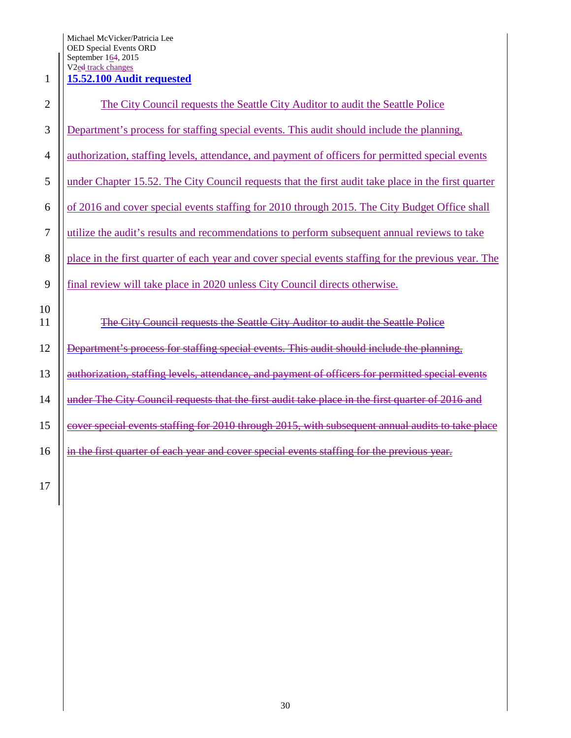**15.52.100 Audit requested**

The City Council requests the Seattle City Auditor to audit the Seattle Police Department's process for staffing special events. This audit should include the planning, authorization, staffing levels, attendance, and payment of officers for permitted special events under Chapter 15.52. The City Council requests that the first audit take place in the first quarter of 2016 and cover special events staffing for 2010 through 2015. The City Budget Office shall utilize the audit's results and recommendations to perform subsequent annual reviews to take place in the first quarter of each year and cover special events staffing for the previous year. The final review will take place in 2020 unless City Council directs otherwise.

~~The City Council requests the Seattle City Auditor to audit the Seattle Police Department's process for staffing special events. This audit should include the planning, authorization, staffing levels, attendance, and payment of officers for permitted special events under The City Council requests that the first audit take place in the first quarter of 2016 and cover special events staffing for 2010 through 2015, with subsequent annual audits to take place in the first quarter of each year and cover special events staffing for the previous year.~~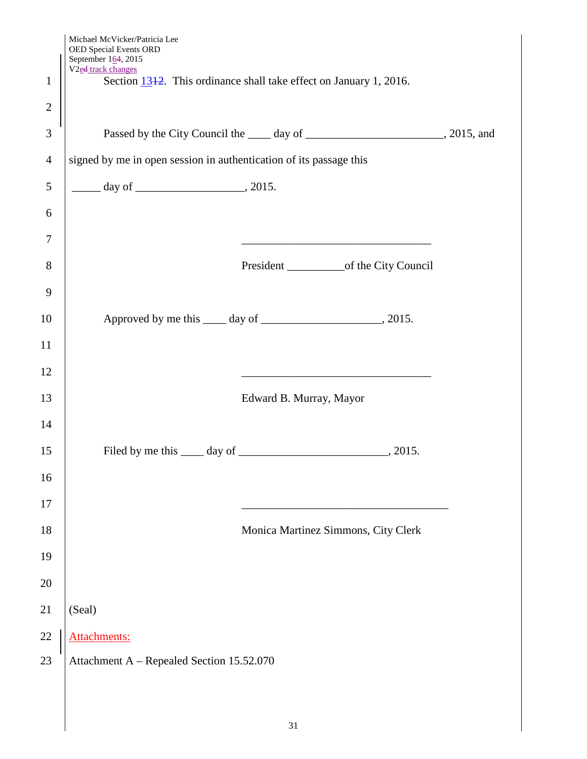Section ~~12~~13. This ordinance shall take effect on January 1, 2016.

Passed by the City Council the ____ day of ________________________, 2015, and signed by me in open session in authentication of its passage this _____ day of ___________________, 2015.

_________________________________

President __________of the City Council

Approved by me this ____ day of _____________________, 2015.

_________________________________

Edward B. Murray, Mayor

Filed by me this ____ day of __________________________, 2015.

____________________________________

Monica Martinez Simmons, City Clerk

(Seal)

Attachments:

Attachment A – Repealed Section 15.52.070